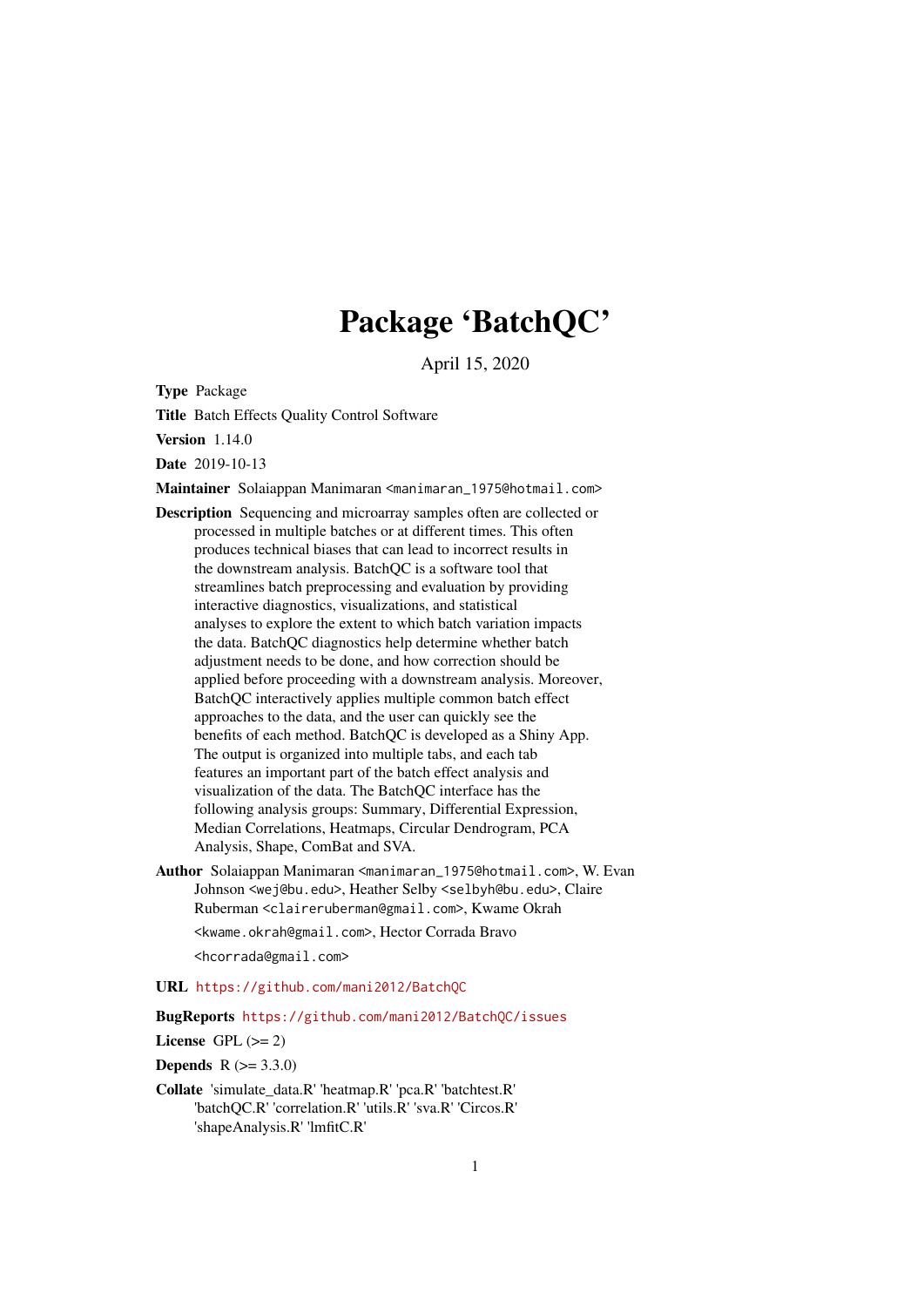# Package 'BatchQC'

April 15, 2020

**Type** Package

**Title** Batch Effects Quality Control Software

**Version** 1.14.0

**Date** 2019-10-13

**Maintainer** Solaiappan Manimaran <manimaran_1975@hotmail.com>

**Description** Sequencing and microarray samples often are collected or processed in multiple batches or at different times. This often produces technical biases that can lead to incorrect results in the downstream analysis. BatchQC is a software tool that streamlines batch preprocessing and evaluation by providing interactive diagnostics, visualizations, and statistical analyses to explore the extent to which batch variation impacts the data. BatchQC diagnostics help determine whether batch adjustment needs to be done, and how correction should be applied before proceeding with a downstream analysis. Moreover, BatchQC interactively applies multiple common batch effect approaches to the data, and the user can quickly see the benefits of each method. BatchQC is developed as a Shiny App. The output is organized into multiple tabs, and each tab features an important part of the batch effect analysis and visualization of the data. The BatchQC interface has the following analysis groups: Summary, Differential Expression, Median Correlations, Heatmaps, Circular Dendrogram, PCA Analysis, Shape, ComBat and SVA.

**Author** Solaiappan Manimaran <manimaran_1975@hotmail.com>, W. Evan Johnson <wej@bu.edu>, Heather Selby <selbyh@bu.edu>, Claire Ruberman <claireruberman@gmail.com>, Kwame Okrah <kwame.okrah@gmail.com>, Hector Corrada Bravo <hcorrada@gmail.com>

**URL** https://github.com/mani2012/BatchQC

**BugReports** https://github.com/mani2012/BatchQC/issues

**License** GPL (>= 2)

**Depends** R (>= 3.3.0)

**Collate** 'simulate_data.R' 'heatmap.R' 'pca.R' 'batchtest.R' 'batchQC.R' 'correlation.R' 'utils.R' 'sva.R' 'Circos.R' 'shapeAnalysis.R' 'lmfitC.R'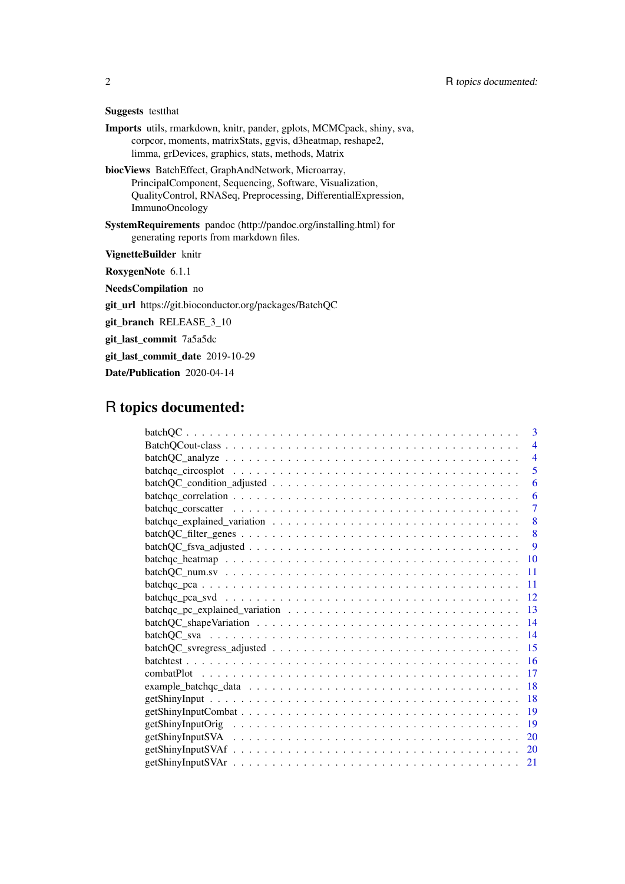**Suggests** testthat

**Imports** utils, rmarkdown, knitr, pander, gplots, MCMCpack, shiny, sva, corpcor, moments, matrixStats, ggvis, d3heatmap, reshape2, limma, grDevices, graphics, stats, methods, Matrix

**biocViews** BatchEffect, GraphAndNetwork, Microarray, PrincipalComponent, Sequencing, Software, Visualization, QualityControl, RNASeq, Preprocessing, DifferentialExpression, ImmunoOncology

**SystemRequirements** pandoc (http://pandoc.org/installing.html) for generating reports from markdown files.

**VignetteBuilder** knitr

**RoxygenNote** 6.1.1

**NeedsCompilation** no

**git_url** https://git.bioconductor.org/packages/BatchQC

**git_branch** RELEASE_3_10

**git_last_commit** 7a5a5dc

**git_last_commit_date** 2019-10-29

**Date/Publication** 2020-04-14

# R topics documented:

batchQC . . . . . . . . . . 3
BatchQCout-class . . . . . . . . . . 4
batchQC_analyze . . . . . . . . . . 4
batchqc_circosplot . . . . . . . . . . 5
batchQC_condition_adjusted . . . . . . . . . . 6
batchqc_correlation . . . . . . . . . . 6
batchqc_corscatter . . . . . . . . . . 7
batchqc_explained_variation . . . . . . . . . . 8
batchQC_filter_genes . . . . . . . . . . 8
batchQC_fsva_adjusted . . . . . . . . . . 9
batchqc_heatmap . . . . . . . . . . 10
batchQC_num.sv . . . . . . . . . . 11
batchqc_pca . . . . . . . . . . 11
batchqc_pca_svd . . . . . . . . . . 12
batchqc_pc_explained_variation . . . . . . . . . . 13
batchQC_shapeVariation . . . . . . . . . . 14
batchQC_sva . . . . . . . . . . 14
batchQC_svregress_adjusted . . . . . . . . . . 15
batchtest . . . . . . . . . . 16
combatPlot . . . . . . . . . . 17
example_batchqc_data . . . . . . . . . . 18
getShinyInput . . . . . . . . . . 18
getShinyInputCombat . . . . . . . . . . 19
getShinyInputOrig . . . . . . . . . . 19
getShinyInputSVA . . . . . . . . . . 20
getShinyInputSVAf . . . . . . . . . . 20
getShinyInputSVAr . . . . . . . . . . 21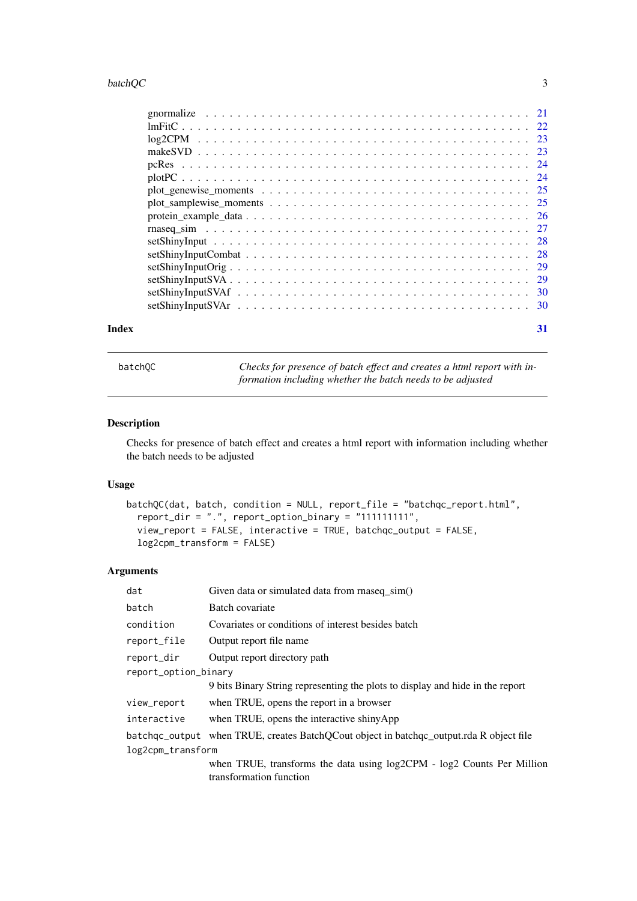| | |
|---|---|
| gnormalize | 21 |
| lmFitC | 22 |
| log2CPM | 23 |
| makeSVD | 23 |
| pcRes | 24 |
| plotPC | 24 |
| plot_genewise_moments | 25 |
| plot_samplewise_moments | 25 |
| protein_example_data | 26 |
| rnaseq_sim | 27 |
| setShinyInput | 28 |
| setShinyInputCombat | 28 |
| setShinyInputOrig | 29 |
| setShinyInputSVA | 29 |
| setShinyInputSVAf | 30 |
| setShinyInputSVAr | 30 |

**Index** **31**

---

`batchQC` *Checks for presence of batch effect and creates a html report with information including whether the batch needs to be adjusted*

---

## Description

Checks for presence of batch effect and creates a html report with information including whether the batch needs to be adjusted

## Usage

```
batchQC(dat, batch, condition = NULL, report_file = "batchqc_report.html",
  report_dir = ".", report_option_binary = "111111111",
  view_report = FALSE, interactive = TRUE, batchqc_output = FALSE,
  log2cpm_transform = FALSE)
```

## Arguments

| | |
|---|---|
| `dat` | Given data or simulated data from rnaseq_sim() |
| `batch` | Batch covariate |
| `condition` | Covariates or conditions of interest besides batch |
| `report_file` | Output report file name |
| `report_dir` | Output report directory path |
| `report_option_binary` | 9 bits Binary String representing the plots to display and hide in the report |
| `view_report` | when TRUE, opens the report in a browser |
| `interactive` | when TRUE, opens the interactive shinyApp |
| `batchqc_output` | when TRUE, creates BatchQCout object in batchqc_output.rda R object file |
| `log2cpm_transform` | when TRUE, transforms the data using log2CPM - log2 Counts Per Million transformation function |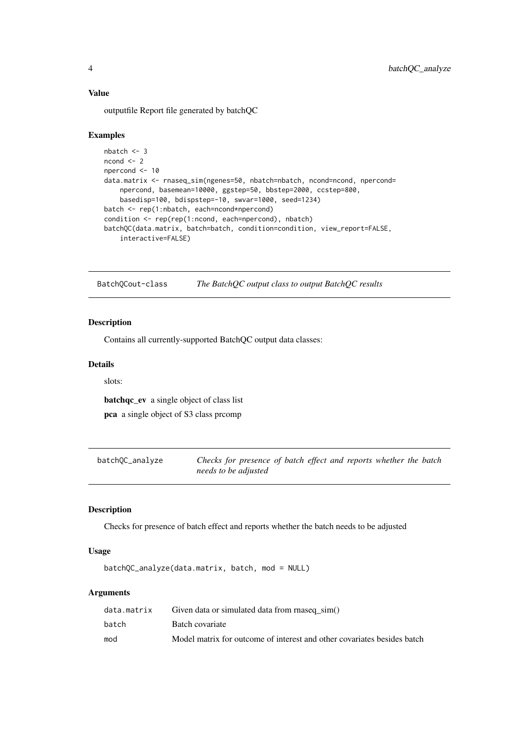### Value

outputfile Report file generated by batchQC

### Examples

```
nbatch <- 3
ncond <- 2
npercond <- 10
data.matrix <- rnaseq_sim(ngenes=50, nbatch=nbatch, ncond=ncond, npercond=
    npercond, basemean=10000, ggstep=50, bbstep=2000, ccstep=800,
    basedisp=100, bdispstep=-10, swvar=1000, seed=1234)
batch <- rep(1:nbatch, each=ncond*npercond)
condition <- rep(rep(1:ncond, each=npercond), nbatch)
batchQC(data.matrix, batch=batch, condition=condition, view_report=FALSE,
    interactive=FALSE)
```

---

## BatchQCout-class — *The BatchQC output class to output BatchQC results*

### Description

Contains all currently-supported BatchQC output data classes:

### Details

slots:

**batchqc_ev** a single object of class list

**pca** a single object of S3 class prcomp

---

## batchQC_analyze — *Checks for presence of batch effect and reports whether the batch needs to be adjusted*

### Description

Checks for presence of batch effect and reports whether the batch needs to be adjusted

### Usage

```
batchQC_analyze(data.matrix, batch, mod = NULL)
```

### Arguments

| | |
|---|---|
| data.matrix | Given data or simulated data from rnaseq_sim() |
| batch | Batch covariate |
| mod | Model matrix for outcome of interest and other covariates besides batch |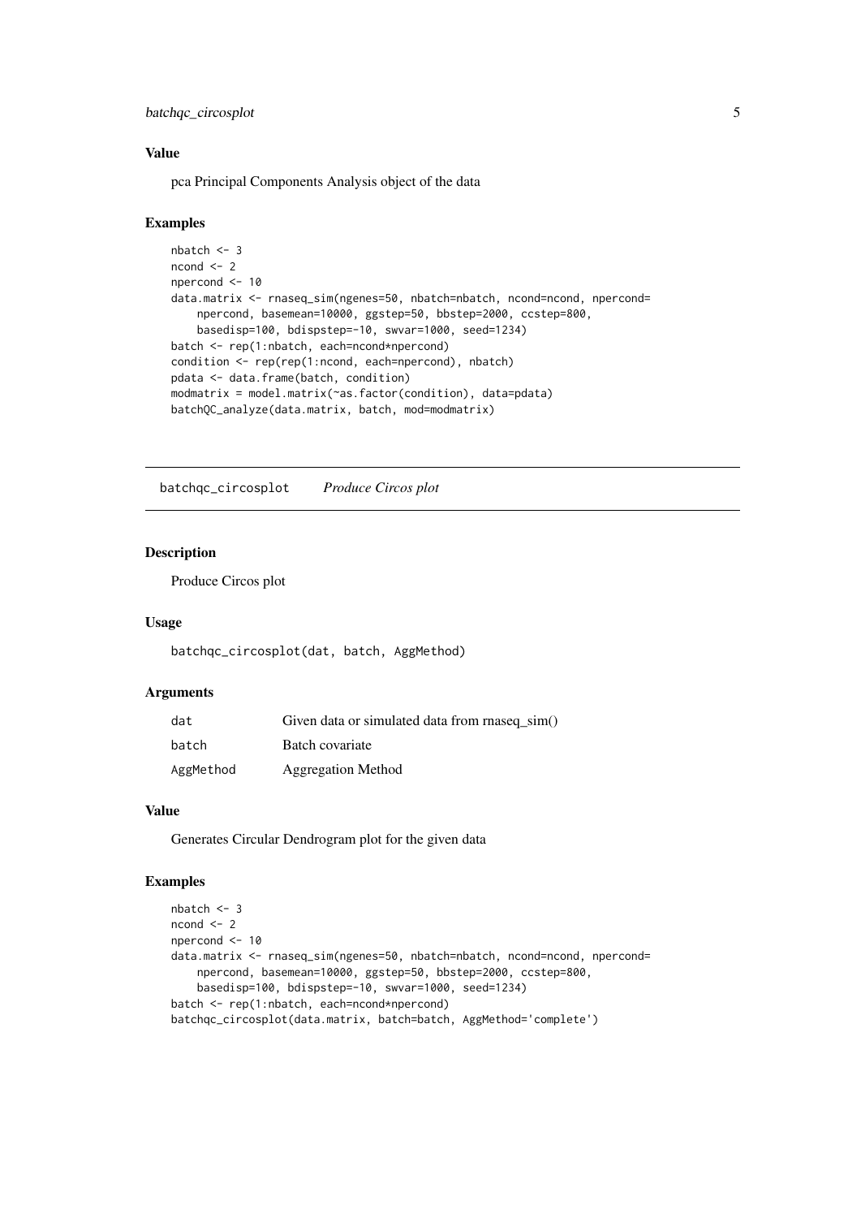### Value

pca Principal Components Analysis object of the data

### Examples

```
nbatch <- 3
ncond <- 2
npercond <- 10
data.matrix <- rnaseq_sim(ngenes=50, nbatch=nbatch, ncond=ncond, npercond=
    npercond, basemean=10000, ggstep=50, bbstep=2000, ccstep=800,
    basedisp=100, bdispstep=-10, swvar=1000, seed=1234)
batch <- rep(1:nbatch, each=ncond*npercond)
condition <- rep(rep(1:ncond, each=npercond), nbatch)
pdata <- data.frame(batch, condition)
modmatrix = model.matrix(~as.factor(condition), data=pdata)
batchQC_analyze(data.matrix, batch, mod=modmatrix)
```

---

## batchqc_circosplot *Produce Circos plot*

### Description

Produce Circos plot

### Usage

```
batchqc_circosplot(dat, batch, AggMethod)
```

### Arguments

| | |
|---|---|
| dat | Given data or simulated data from rnaseq_sim() |
| batch | Batch covariate |
| AggMethod | Aggregation Method |

### Value

Generates Circular Dendrogram plot for the given data

### Examples

```
nbatch <- 3
ncond <- 2
npercond <- 10
data.matrix <- rnaseq_sim(ngenes=50, nbatch=nbatch, ncond=ncond, npercond=
    npercond, basemean=10000, ggstep=50, bbstep=2000, ccstep=800,
    basedisp=100, bdispstep=-10, swvar=1000, seed=1234)
batch <- rep(1:nbatch, each=ncond*npercond)
batchqc_circosplot(data.matrix, batch=batch, AggMethod='complete')
```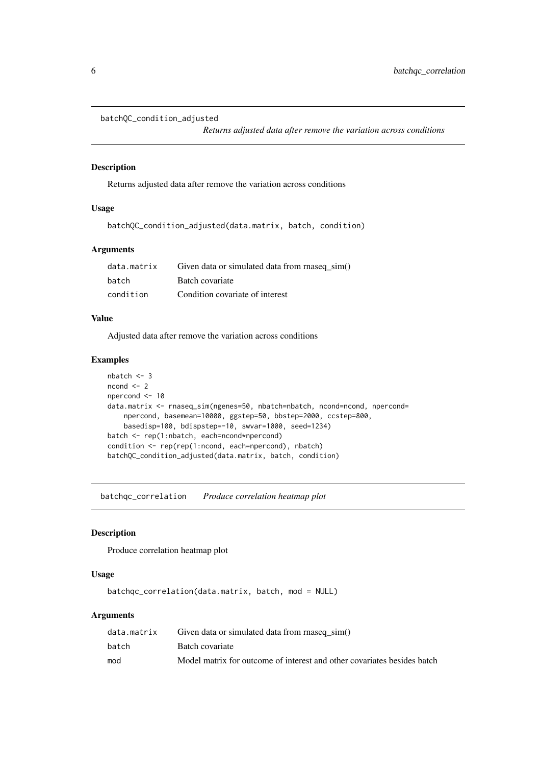## batchQC_condition_adjusted

*Returns adjusted data after remove the variation across conditions*

### Description

Returns adjusted data after remove the variation across conditions

### Usage

```
batchQC_condition_adjusted(data.matrix, batch, condition)
```

### Arguments

| | |
|---|---|
| data.matrix | Given data or simulated data from rnaseq_sim() |
| batch | Batch covariate |
| condition | Condition covariate of interest |

### Value

Adjusted data after remove the variation across conditions

### Examples

```
nbatch <- 3
ncond <- 2
npercond <- 10
data.matrix <- rnaseq_sim(ngenes=50, nbatch=nbatch, ncond=ncond, npercond=
    npercond, basemean=10000, ggstep=50, bbstep=2000, ccstep=800,
    basedisp=100, bdispstep=-10, swvar=1000, seed=1234)
batch <- rep(1:nbatch, each=ncond*npercond)
condition <- rep(rep(1:ncond, each=npercond), nbatch)
batchQC_condition_adjusted(data.matrix, batch, condition)
```

## batchqc_correlation

*Produce correlation heatmap plot*

### Description

Produce correlation heatmap plot

### Usage

```
batchqc_correlation(data.matrix, batch, mod = NULL)
```

### Arguments

| | |
|---|---|
| data.matrix | Given data or simulated data from rnaseq_sim() |
| batch | Batch covariate |
| mod | Model matrix for outcome of interest and other covariates besides batch |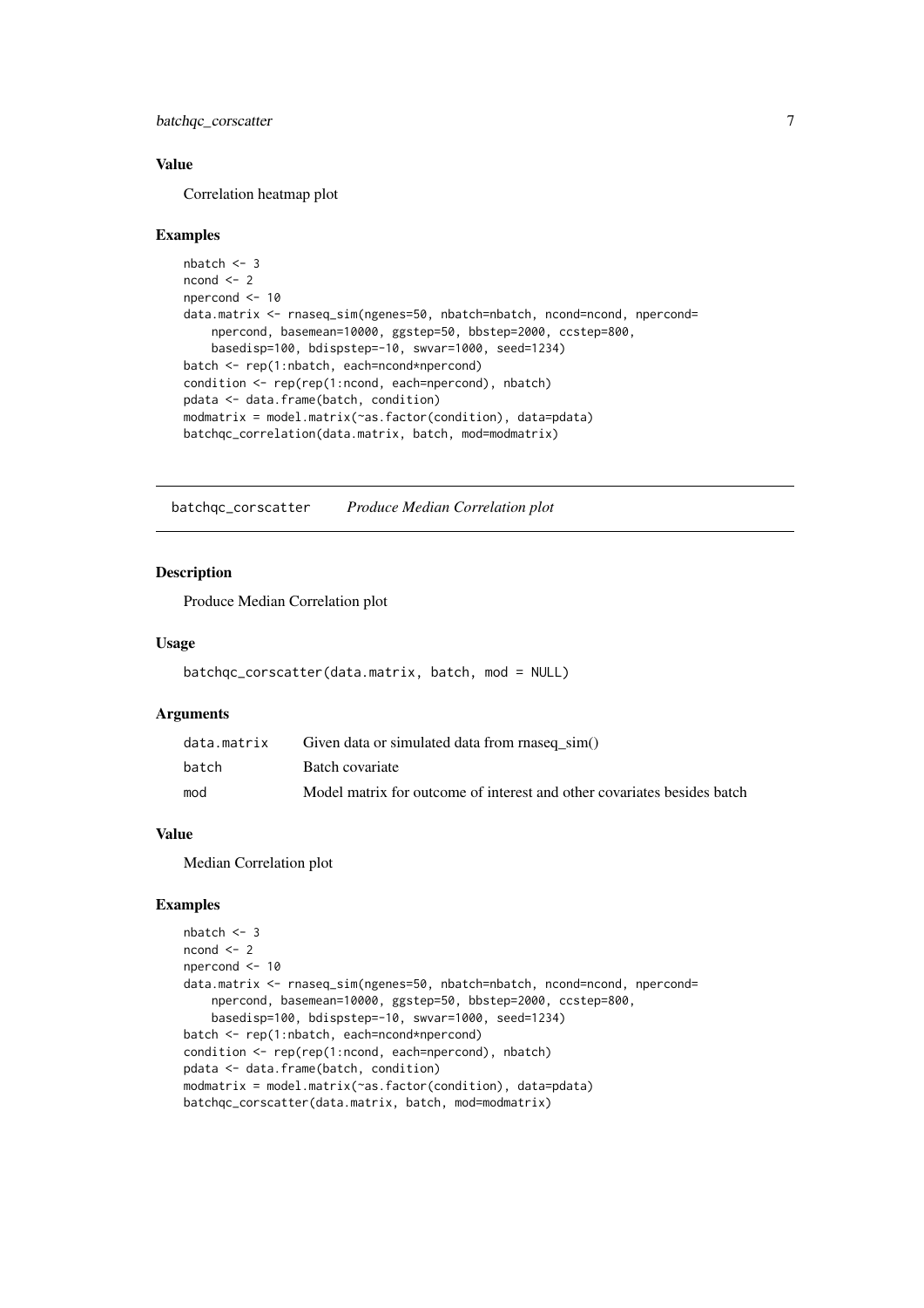### Value

Correlation heatmap plot

### Examples

```
nbatch <- 3
ncond <- 2
npercond <- 10
data.matrix <- rnaseq_sim(ngenes=50, nbatch=nbatch, ncond=ncond, npercond=
    npercond, basemean=10000, ggstep=50, bbstep=2000, ccstep=800,
    basedisp=100, bdispstep=-10, swvar=1000, seed=1234)
batch <- rep(1:nbatch, each=ncond*npercond)
condition <- rep(rep(1:ncond, each=npercond), nbatch)
pdata <- data.frame(batch, condition)
modmatrix = model.matrix(~as.factor(condition), data=pdata)
batchqc_correlation(data.matrix, batch, mod=modmatrix)
```

## batchqc_corscatter *Produce Median Correlation plot*

### Description

Produce Median Correlation plot

### Usage

```
batchqc_corscatter(data.matrix, batch, mod = NULL)
```

### Arguments

| | |
|---|---|
| data.matrix | Given data or simulated data from rnaseq_sim() |
| batch | Batch covariate |
| mod | Model matrix for outcome of interest and other covariates besides batch |

### Value

Median Correlation plot

### Examples

```
nbatch <- 3
ncond <- 2
npercond <- 10
data.matrix <- rnaseq_sim(ngenes=50, nbatch=nbatch, ncond=ncond, npercond=
    npercond, basemean=10000, ggstep=50, bbstep=2000, ccstep=800,
    basedisp=100, bdispstep=-10, swvar=1000, seed=1234)
batch <- rep(1:nbatch, each=ncond*npercond)
condition <- rep(rep(1:ncond, each=npercond), nbatch)
pdata <- data.frame(batch, condition)
modmatrix = model.matrix(~as.factor(condition), data=pdata)
batchqc_corscatter(data.matrix, batch, mod=modmatrix)
```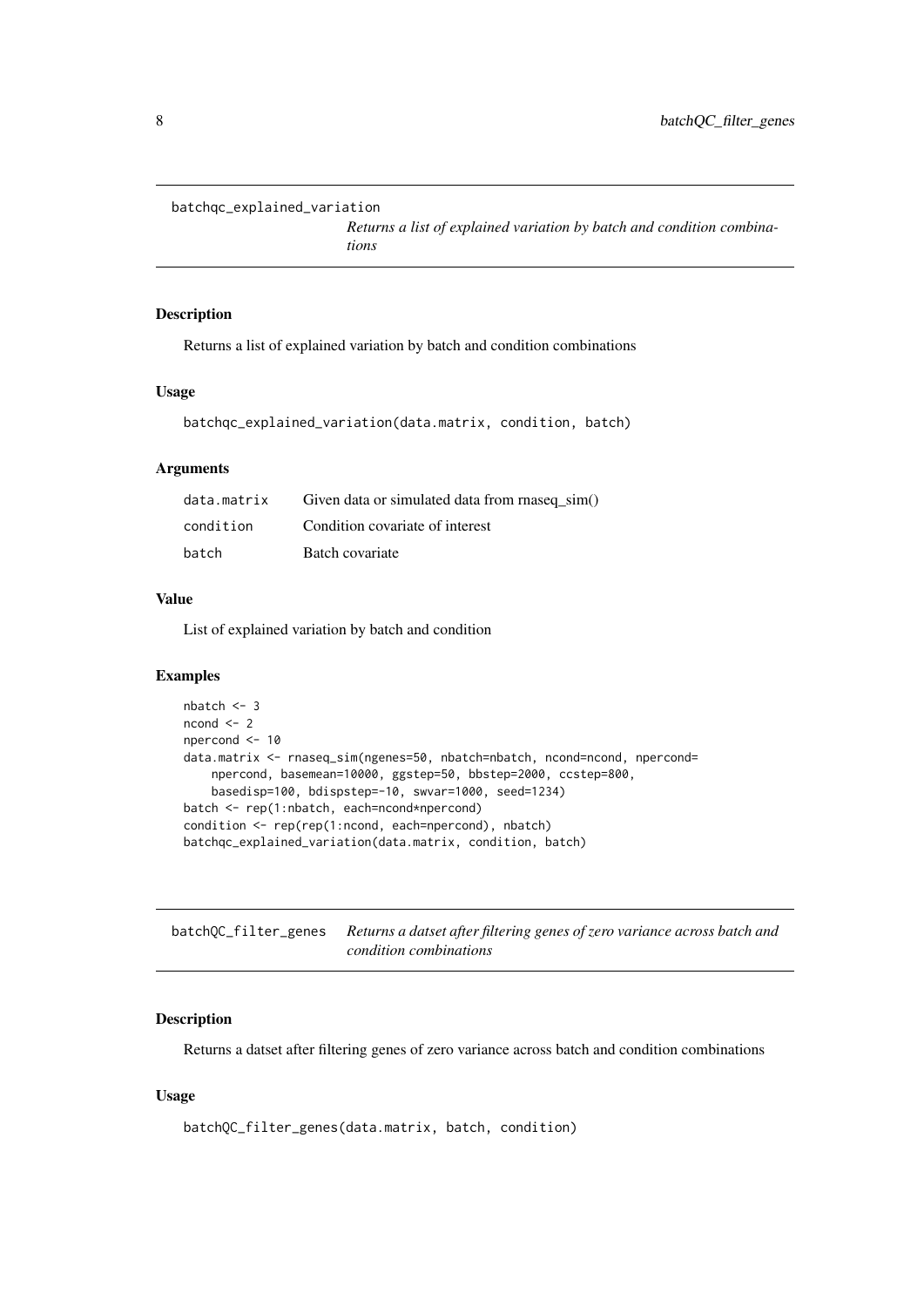## batchqc_explained_variation

*Returns a list of explained variation by batch and condition combinations*

### Description

Returns a list of explained variation by batch and condition combinations

### Usage

```
batchqc_explained_variation(data.matrix, condition, batch)
```

### Arguments

| | |
|---|---|
| data.matrix | Given data or simulated data from rnaseq_sim() |
| condition | Condition covariate of interest |
| batch | Batch covariate |

### Value

List of explained variation by batch and condition

### Examples

```
nbatch <- 3
ncond <- 2
npercond <- 10
data.matrix <- rnaseq_sim(ngenes=50, nbatch=nbatch, ncond=ncond, npercond=
    npercond, basemean=10000, ggstep=50, bbstep=2000, ccstep=800,
    basedisp=100, bdispstep=-10, swvar=1000, seed=1234)
batch <- rep(1:nbatch, each=ncond*npercond)
condition <- rep(rep(1:ncond, each=npercond), nbatch)
batchqc_explained_variation(data.matrix, condition, batch)
```

## batchQC_filter_genes

*Returns a datset after filtering genes of zero variance across batch and condition combinations*

### Description

Returns a datset after filtering genes of zero variance across batch and condition combinations

### Usage

```
batchQC_filter_genes(data.matrix, batch, condition)
```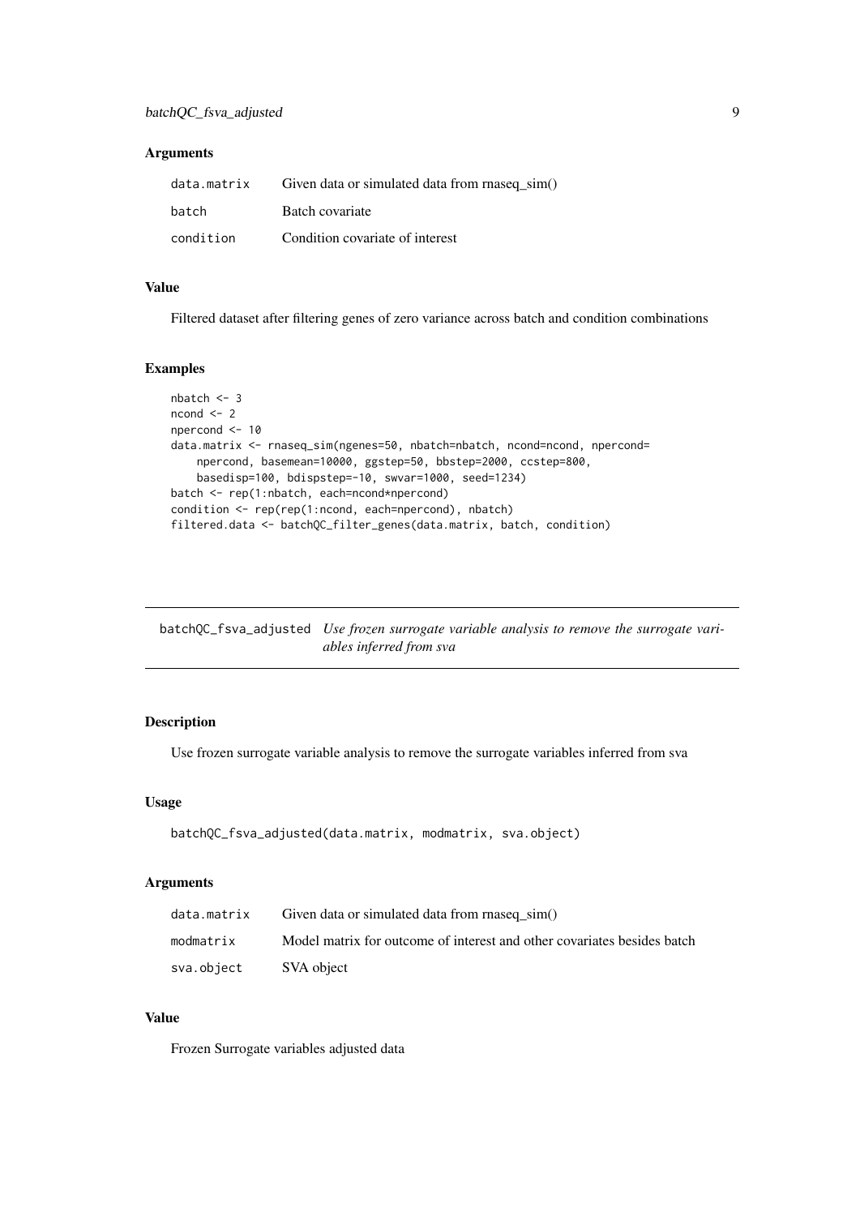## Arguments

| | |
|---|---|
| data.matrix | Given data or simulated data from rnaseq_sim() |
| batch | Batch covariate |
| condition | Condition covariate of interest |

## Value

Filtered dataset after filtering genes of zero variance across batch and condition combinations

## Examples

```
nbatch <- 3
ncond <- 2
npercond <- 10
data.matrix <- rnaseq_sim(ngenes=50, nbatch=nbatch, ncond=ncond, npercond=
    npercond, basemean=10000, ggstep=50, bbstep=2000, ccstep=800,
    basedisp=100, bdispstep=-10, swvar=1000, seed=1234)
batch <- rep(1:nbatch, each=ncond*npercond)
condition <- rep(rep(1:ncond, each=npercond), nbatch)
filtered.data <- batchQC_filter_genes(data.matrix, batch, condition)
```

---

# batchQC_fsva_adjusted *Use frozen surrogate variable analysis to remove the surrogate variables inferred from sva*

## Description

Use frozen surrogate variable analysis to remove the surrogate variables inferred from sva

## Usage

```
batchQC_fsva_adjusted(data.matrix, modmatrix, sva.object)
```

## Arguments

| | |
|---|---|
| data.matrix | Given data or simulated data from rnaseq_sim() |
| modmatrix | Model matrix for outcome of interest and other covariates besides batch |
| sva.object | SVA object |

## Value

Frozen Surrogate variables adjusted data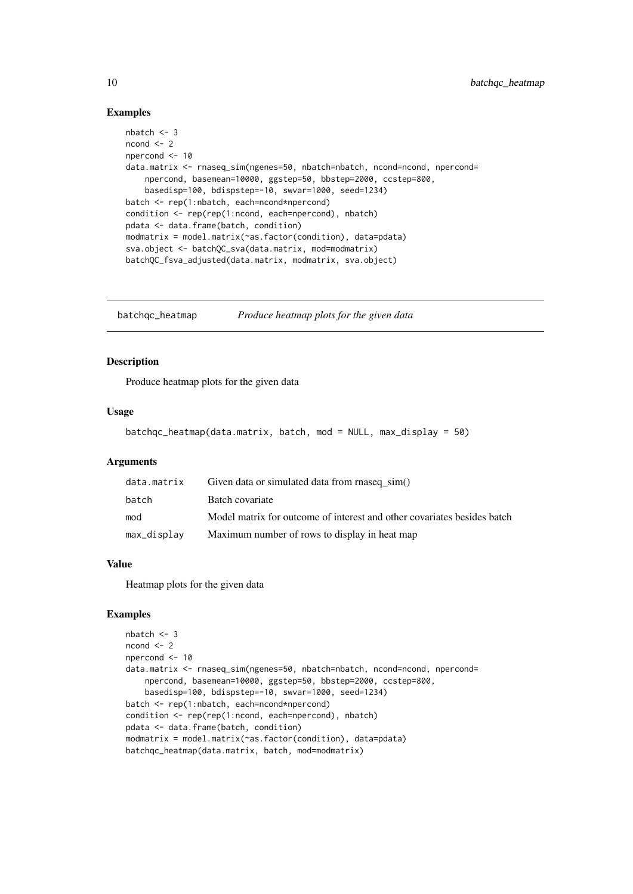### Examples

```
nbatch <- 3
ncond <- 2
npercond <- 10
data.matrix <- rnaseq_sim(ngenes=50, nbatch=nbatch, ncond=ncond, npercond=
    npercond, basemean=10000, ggstep=50, bbstep=2000, ccstep=800,
    basedisp=100, bdispstep=-10, swvar=1000, seed=1234)
batch <- rep(1:nbatch, each=ncond*npercond)
condition <- rep(rep(1:ncond, each=npercond), nbatch)
pdata <- data.frame(batch, condition)
modmatrix = model.matrix(~as.factor(condition), data=pdata)
sva.object <- batchQC_sva(data.matrix, mod=modmatrix)
batchQC_fsva_adjusted(data.matrix, modmatrix, sva.object)
```

---

## batchqc_heatmap — *Produce heatmap plots for the given data*

---

### Description

Produce heatmap plots for the given data

### Usage

```
batchqc_heatmap(data.matrix, batch, mod = NULL, max_display = 50)
```

### Arguments

| | |
|---|---|
| data.matrix | Given data or simulated data from rnaseq_sim() |
| batch | Batch covariate |
| mod | Model matrix for outcome of interest and other covariates besides batch |
| max_display | Maximum number of rows to display in heat map |

### Value

Heatmap plots for the given data

### Examples

```
nbatch <- 3
ncond <- 2
npercond <- 10
data.matrix <- rnaseq_sim(ngenes=50, nbatch=nbatch, ncond=ncond, npercond=
    npercond, basemean=10000, ggstep=50, bbstep=2000, ccstep=800,
    basedisp=100, bdispstep=-10, swvar=1000, seed=1234)
batch <- rep(1:nbatch, each=ncond*npercond)
condition <- rep(rep(1:ncond, each=npercond), nbatch)
pdata <- data.frame(batch, condition)
modmatrix = model.matrix(~as.factor(condition), data=pdata)
batchqc_heatmap(data.matrix, batch, mod=modmatrix)
```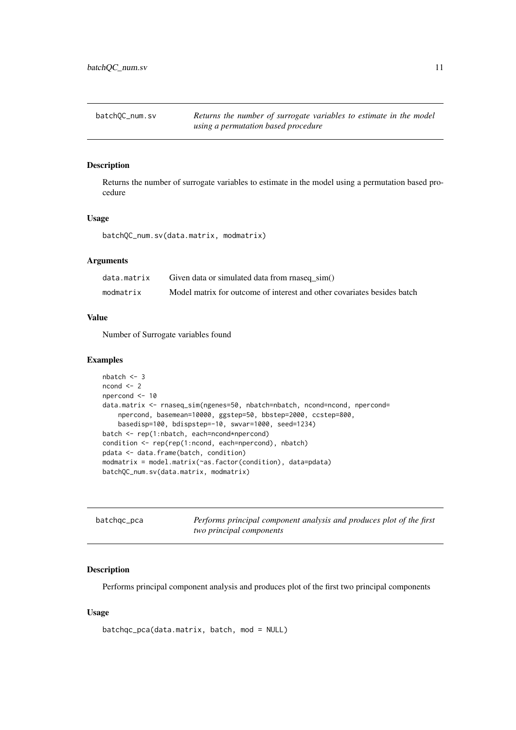## batchQC_num.sv

*Returns the number of surrogate variables to estimate in the model using a permutation based procedure*

### Description

Returns the number of surrogate variables to estimate in the model using a permutation based procedure

### Usage

```
batchQC_num.sv(data.matrix, modmatrix)
```

### Arguments

| | |
|---|---|
| data.matrix | Given data or simulated data from rnaseq_sim() |
| modmatrix | Model matrix for outcome of interest and other covariates besides batch |

### Value

Number of Surrogate variables found

### Examples

```
nbatch <- 3
ncond <- 2
npercond <- 10
data.matrix <- rnaseq_sim(ngenes=50, nbatch=nbatch, ncond=ncond, npercond=
    npercond, basemean=10000, ggstep=50, bbstep=2000, ccstep=800,
    basedisp=100, bdispstep=-10, swvar=1000, seed=1234)
batch <- rep(1:nbatch, each=ncond*npercond)
condition <- rep(rep(1:ncond, each=npercond), nbatch)
pdata <- data.frame(batch, condition)
modmatrix = model.matrix(~as.factor(condition), data=pdata)
batchQC_num.sv(data.matrix, modmatrix)
```

## batchqc_pca

*Performs principal component analysis and produces plot of the first two principal components*

### Description

Performs principal component analysis and produces plot of the first two principal components

### Usage

```
batchqc_pca(data.matrix, batch, mod = NULL)
```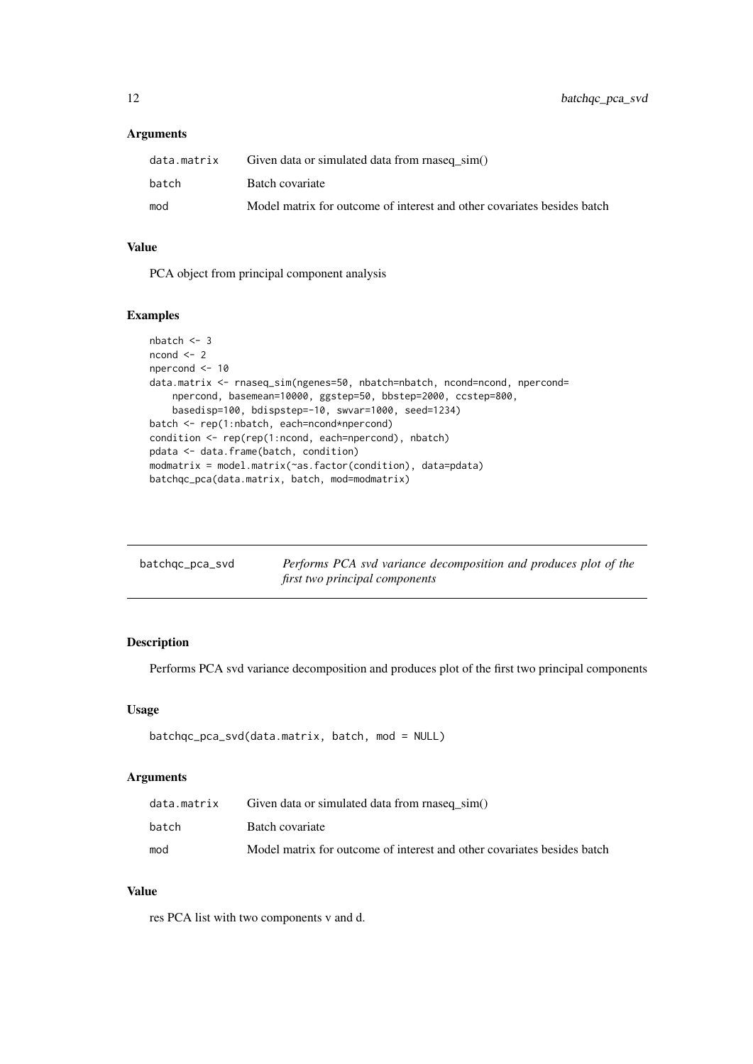### Arguments

| | |
|---|---|
| data.matrix | Given data or simulated data from rnaseq_sim() |
| batch | Batch covariate |
| mod | Model matrix for outcome of interest and other covariates besides batch |

### Value

PCA object from principal component analysis

### Examples

```
nbatch <- 3
ncond <- 2
npercond <- 10
data.matrix <- rnaseq_sim(ngenes=50, nbatch=nbatch, ncond=ncond, npercond=
    npercond, basemean=10000, ggstep=50, bbstep=2000, ccstep=800,
    basedisp=100, bdispstep=-10, swvar=1000, seed=1234)
batch <- rep(1:nbatch, each=ncond*npercond)
condition <- rep(rep(1:ncond, each=npercond), nbatch)
pdata <- data.frame(batch, condition)
modmatrix = model.matrix(~as.factor(condition), data=pdata)
batchqc_pca(data.matrix, batch, mod=modmatrix)
```

---

## batchqc_pca_svd

*Performs PCA svd variance decomposition and produces plot of the first two principal components*

### Description

Performs PCA svd variance decomposition and produces plot of the first two principal components

### Usage

```
batchqc_pca_svd(data.matrix, batch, mod = NULL)
```

### Arguments

| | |
|---|---|
| data.matrix | Given data or simulated data from rnaseq_sim() |
| batch | Batch covariate |
| mod | Model matrix for outcome of interest and other covariates besides batch |

### Value

res PCA list with two components v and d.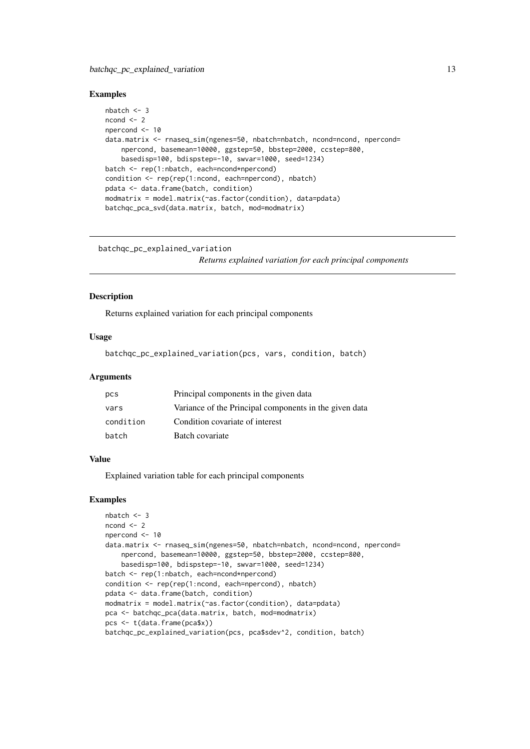### Examples

```
nbatch <- 3
ncond <- 2
npercond <- 10
data.matrix <- rnaseq_sim(ngenes=50, nbatch=nbatch, ncond=ncond, npercond=
    npercond, basemean=10000, ggstep=50, bbstep=2000, ccstep=800,
    basedisp=100, bdispstep=-10, swvar=1000, seed=1234)
batch <- rep(1:nbatch, each=ncond*npercond)
condition <- rep(rep(1:ncond, each=npercond), nbatch)
pdata <- data.frame(batch, condition)
modmatrix = model.matrix(~as.factor(condition), data=pdata)
batchqc_pca_svd(data.matrix, batch, mod=modmatrix)
```

---

## batchqc_pc_explained_variation

*Returns explained variation for each principal components*

---

### Description

Returns explained variation for each principal components

### Usage

```
batchqc_pc_explained_variation(pcs, vars, condition, batch)
```

### Arguments

| | |
|---|---|
| pcs | Principal components in the given data |
| vars | Variance of the Principal components in the given data |
| condition | Condition covariate of interest |
| batch | Batch covariate |

### Value

Explained variation table for each principal components

### Examples

```
nbatch <- 3
ncond <- 2
npercond <- 10
data.matrix <- rnaseq_sim(ngenes=50, nbatch=nbatch, ncond=ncond, npercond=
    npercond, basemean=10000, ggstep=50, bbstep=2000, ccstep=800,
    basedisp=100, bdispstep=-10, swvar=1000, seed=1234)
batch <- rep(1:nbatch, each=ncond*npercond)
condition <- rep(rep(1:ncond, each=npercond), nbatch)
pdata <- data.frame(batch, condition)
modmatrix = model.matrix(~as.factor(condition), data=pdata)
pca <- batchqc_pca(data.matrix, batch, mod=modmatrix)
pcs <- t(data.frame(pca$x))
batchqc_pc_explained_variation(pcs, pca$sdev^2, condition, batch)
```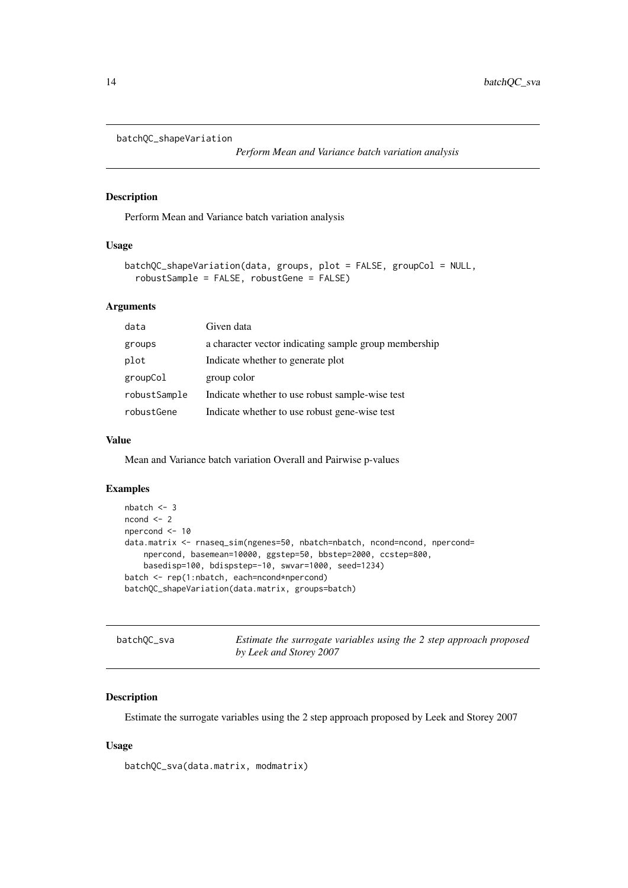## batchQC_shapeVariation

*Perform Mean and Variance batch variation analysis*

### Description

Perform Mean and Variance batch variation analysis

### Usage

```
batchQC_shapeVariation(data, groups, plot = FALSE, groupCol = NULL,
  robustSample = FALSE, robustGene = FALSE)
```

### Arguments

| | |
|---|---|
| data | Given data |
| groups | a character vector indicating sample group membership |
| plot | Indicate whether to generate plot |
| groupCol | group color |
| robustSample | Indicate whether to use robust sample-wise test |
| robustGene | Indicate whether to use robust gene-wise test |

### Value

Mean and Variance batch variation Overall and Pairwise p-values

### Examples

```
nbatch <- 3
ncond <- 2
npercond <- 10
data.matrix <- rnaseq_sim(ngenes=50, nbatch=nbatch, ncond=ncond, npercond=
    npercond, basemean=10000, ggstep=50, bbstep=2000, ccstep=800,
    basedisp=100, bdispstep=-10, swvar=1000, seed=1234)
batch <- rep(1:nbatch, each=ncond*npercond)
batchQC_shapeVariation(data.matrix, groups=batch)
```

## batchQC_sva

*Estimate the surrogate variables using the 2 step approach proposed by Leek and Storey 2007*

### Description

Estimate the surrogate variables using the 2 step approach proposed by Leek and Storey 2007

### Usage

```
batchQC_sva(data.matrix, modmatrix)
```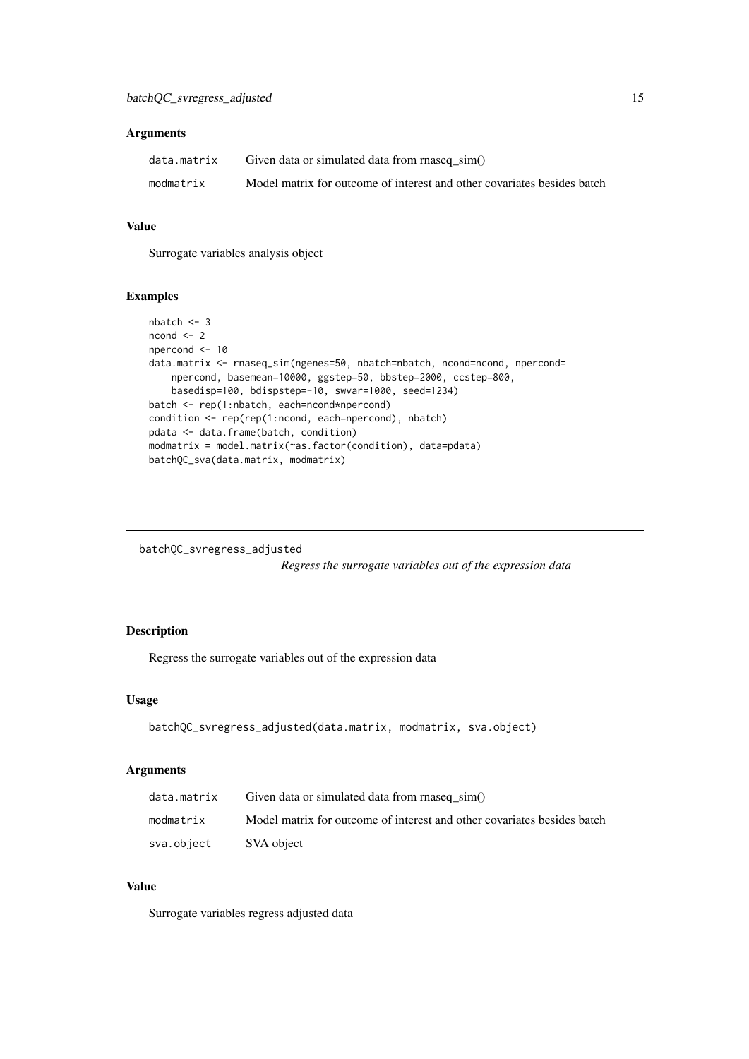## Arguments

| | |
|---|---|
| `data.matrix` | Given data or simulated data from rnaseq_sim() |
| `modmatrix` | Model matrix for outcome of interest and other covariates besides batch |

## Value

Surrogate variables analysis object

## Examples

```
nbatch <- 3
ncond <- 2
npercond <- 10
data.matrix <- rnaseq_sim(ngenes=50, nbatch=nbatch, ncond=ncond, npercond=
    npercond, basemean=10000, ggstep=50, bbstep=2000, ccstep=800,
    basedisp=100, bdispstep=-10, swvar=1000, seed=1234)
batch <- rep(1:nbatch, each=ncond*npercond)
condition <- rep(rep(1:ncond, each=npercond), nbatch)
pdata <- data.frame(batch, condition)
modmatrix = model.matrix(~as.factor(condition), data=pdata)
batchQC_sva(data.matrix, modmatrix)
```

---

# batchQC_svregress_adjusted

*Regress the surrogate variables out of the expression data*

---

## Description

Regress the surrogate variables out of the expression data

## Usage

```
batchQC_svregress_adjusted(data.matrix, modmatrix, sva.object)
```

## Arguments

| | |
|---|---|
| `data.matrix` | Given data or simulated data from rnaseq_sim() |
| `modmatrix` | Model matrix for outcome of interest and other covariates besides batch |
| `sva.object` | SVA object |

## Value

Surrogate variables regress adjusted data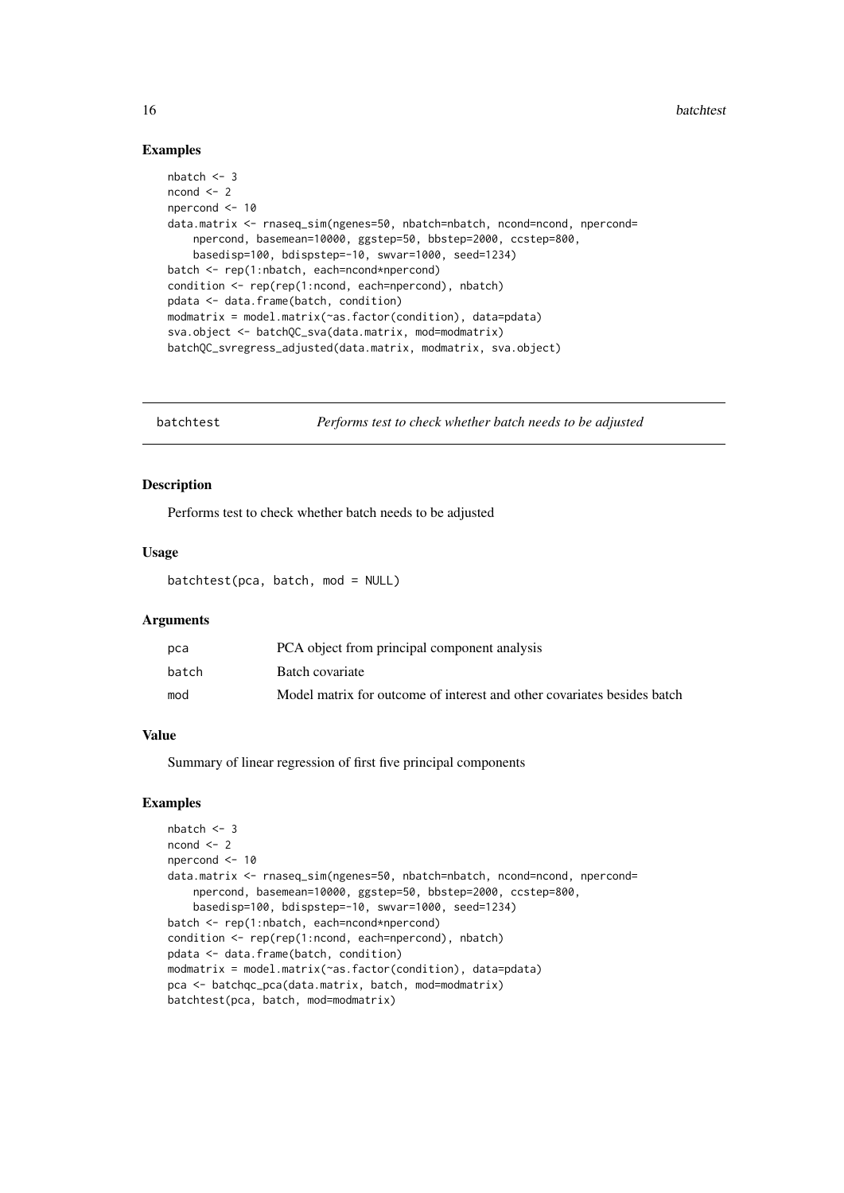## Examples

```
nbatch <- 3
ncond <- 2
npercond <- 10
data.matrix <- rnaseq_sim(ngenes=50, nbatch=nbatch, ncond=ncond, npercond=
    npercond, basemean=10000, ggstep=50, bbstep=2000, ccstep=800,
    basedisp=100, bdispstep=-10, swvar=1000, seed=1234)
batch <- rep(1:nbatch, each=ncond*npercond)
condition <- rep(rep(1:ncond, each=npercond), nbatch)
pdata <- data.frame(batch, condition)
modmatrix = model.matrix(~as.factor(condition), data=pdata)
sva.object <- batchQC_sva(data.matrix, mod=modmatrix)
batchQC_svregress_adjusted(data.matrix, modmatrix, sva.object)
```

---

# batchtest — *Performs test to check whether batch needs to be adjusted*

## Description

Performs test to check whether batch needs to be adjusted

## Usage

```
batchtest(pca, batch, mod = NULL)
```

## Arguments

| | |
|---|---|
| pca | PCA object from principal component analysis |
| batch | Batch covariate |
| mod | Model matrix for outcome of interest and other covariates besides batch |

## Value

Summary of linear regression of first five principal components

## Examples

```
nbatch <- 3
ncond <- 2
npercond <- 10
data.matrix <- rnaseq_sim(ngenes=50, nbatch=nbatch, ncond=ncond, npercond=
    npercond, basemean=10000, ggstep=50, bbstep=2000, ccstep=800,
    basedisp=100, bdispstep=-10, swvar=1000, seed=1234)
batch <- rep(1:nbatch, each=ncond*npercond)
condition <- rep(rep(1:ncond, each=npercond), nbatch)
pdata <- data.frame(batch, condition)
modmatrix = model.matrix(~as.factor(condition), data=pdata)
pca <- batchqc_pca(data.matrix, batch, mod=modmatrix)
batchtest(pca, batch, mod=modmatrix)
```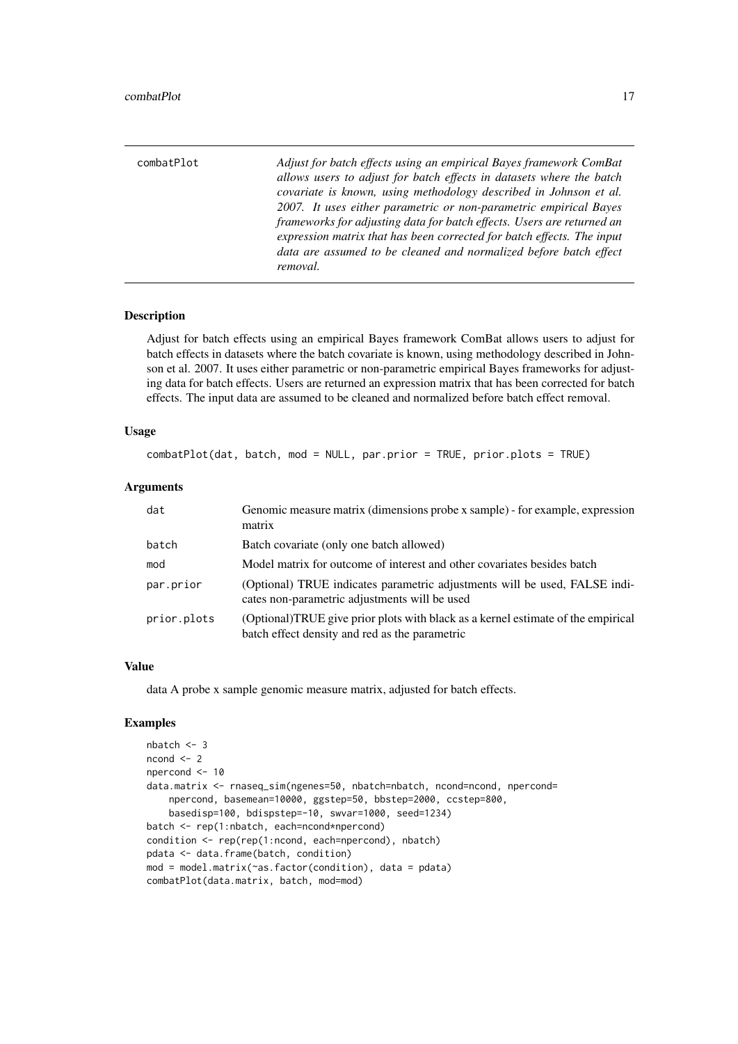combatPlot *Adjust for batch effects using an empirical Bayes framework ComBat allows users to adjust for batch effects in datasets where the batch covariate is known, using methodology described in Johnson et al. 2007. It uses either parametric or non-parametric empirical Bayes frameworks for adjusting data for batch effects. Users are returned an expression matrix that has been corrected for batch effects. The input data are assumed to be cleaned and normalized before batch effect removal.*

## Description

Adjust for batch effects using an empirical Bayes framework ComBat allows users to adjust for batch effects in datasets where the batch covariate is known, using methodology described in Johnson et al. 2007. It uses either parametric or non-parametric empirical Bayes frameworks for adjusting data for batch effects. Users are returned an expression matrix that has been corrected for batch effects. The input data are assumed to be cleaned and normalized before batch effect removal.

## Usage

```
combatPlot(dat, batch, mod = NULL, par.prior = TRUE, prior.plots = TRUE)
```

## Arguments

| | |
|---|---|
| dat | Genomic measure matrix (dimensions probe x sample) - for example, expression matrix |
| batch | Batch covariate (only one batch allowed) |
| mod | Model matrix for outcome of interest and other covariates besides batch |
| par.prior | (Optional) TRUE indicates parametric adjustments will be used, FALSE indicates non-parametric adjustments will be used |
| prior.plots | (Optional)TRUE give prior plots with black as a kernel estimate of the empirical batch effect density and red as the parametric |

## Value

data A probe x sample genomic measure matrix, adjusted for batch effects.

## Examples

```
nbatch <- 3
ncond <- 2
npercond <- 10
data.matrix <- rnaseq_sim(ngenes=50, nbatch=nbatch, ncond=ncond, npercond=
    npercond, basemean=10000, ggstep=50, bbstep=2000, ccstep=800,
    basedisp=100, bdispstep=-10, swvar=1000, seed=1234)
batch <- rep(1:nbatch, each=ncond*npercond)
condition <- rep(rep(1:ncond, each=npercond), nbatch)
pdata <- data.frame(batch, condition)
mod = model.matrix(~as.factor(condition), data = pdata)
combatPlot(data.matrix, batch, mod=mod)
```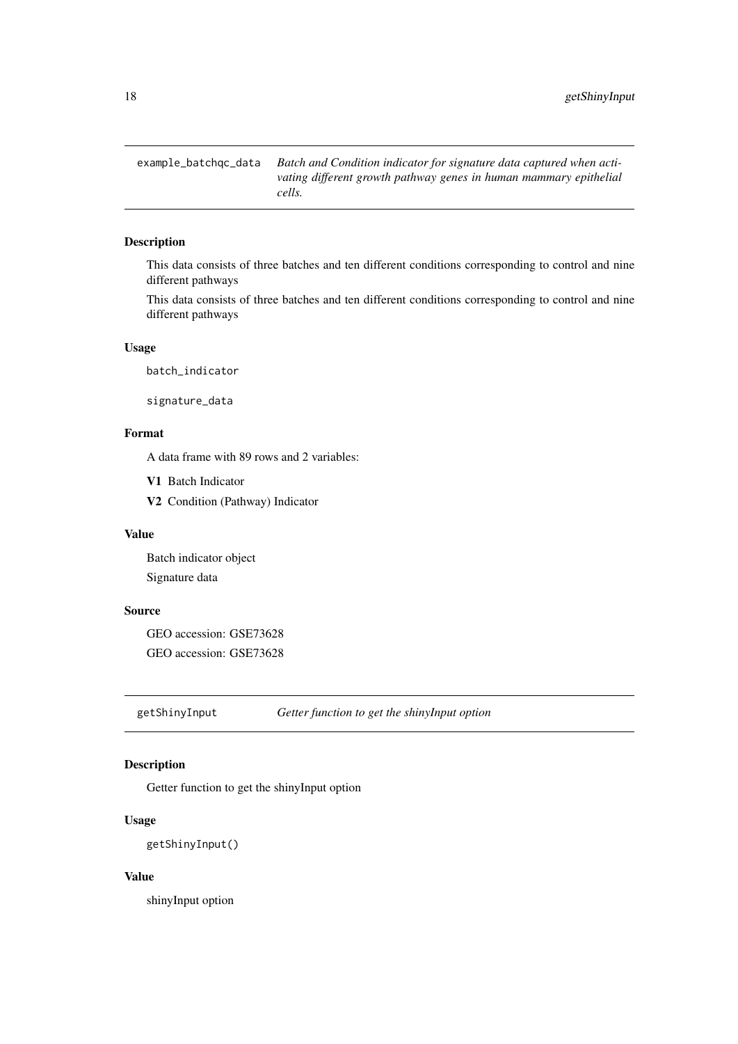## example_batchqc_data *Batch and Condition indicator for signature data captured when activating different growth pathway genes in human mammary epithelial cells.*

### Description

This data consists of three batches and ten different conditions corresponding to control and nine different pathways

This data consists of three batches and ten different conditions corresponding to control and nine different pathways

### Usage

```
batch_indicator

signature_data
```

### Format

A data frame with 89 rows and 2 variables:

**V1** Batch Indicator

**V2** Condition (Pathway) Indicator

### Value

Batch indicator object

Signature data

### Source

GEO accession: GSE73628

GEO accession: GSE73628

## getShinyInput *Getter function to get the shinyInput option*

### Description

Getter function to get the shinyInput option

### Usage

```
getShinyInput()
```

### Value

shinyInput option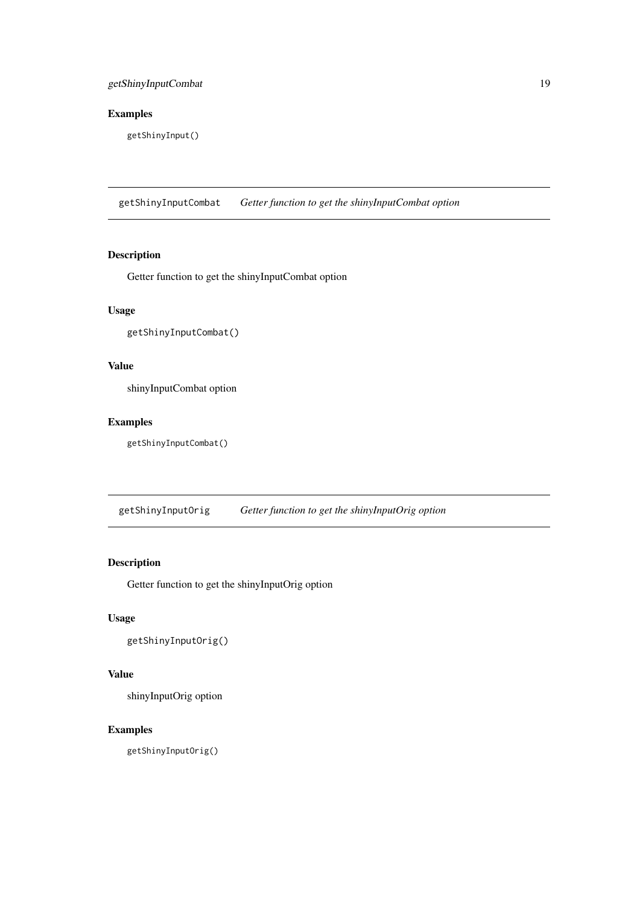## Examples

```
getShinyInput()
```

---

# getShinyInputCombat — *Getter function to get the shinyInputCombat option*

## Description

Getter function to get the shinyInputCombat option

## Usage

```
getShinyInputCombat()
```

## Value

shinyInputCombat option

## Examples

```
getShinyInputCombat()
```

---

# getShinyInputOrig — *Getter function to get the shinyInputOrig option*

## Description

Getter function to get the shinyInputOrig option

## Usage

```
getShinyInputOrig()
```

## Value

shinyInputOrig option

## Examples

```
getShinyInputOrig()
```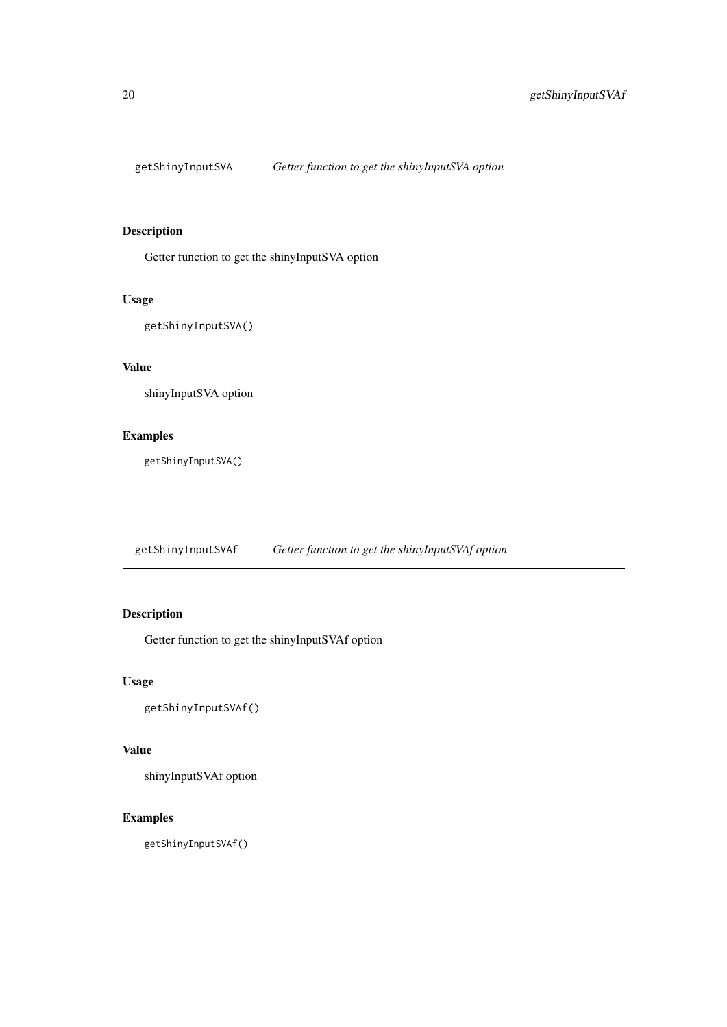## getShinyInputSVA — *Getter function to get the shinyInputSVA option*

### Description

Getter function to get the shinyInputSVA option

### Usage

```
getShinyInputSVA()
```

### Value

shinyInputSVA option

### Examples

```
getShinyInputSVA()
```

## getShinyInputSVAf — *Getter function to get the shinyInputSVAf option*

### Description

Getter function to get the shinyInputSVAf option

### Usage

```
getShinyInputSVAf()
```

### Value

shinyInputSVAf option

### Examples

```
getShinyInputSVAf()
```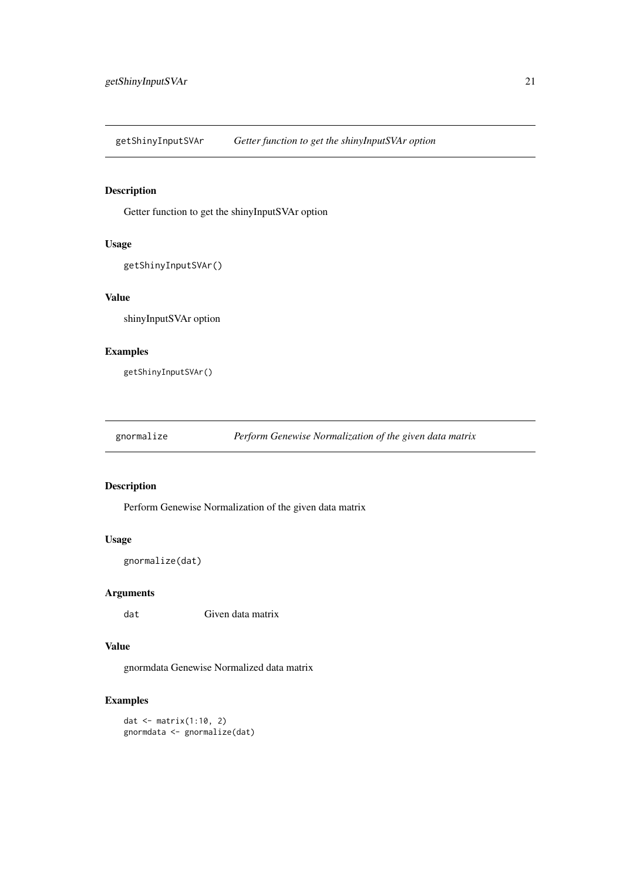## getShinyInputSVAr — *Getter function to get the shinyInputSVAr option*

### Description

Getter function to get the shinyInputSVAr option

### Usage

```
getShinyInputSVAr()
```

### Value

shinyInputSVAr option

### Examples

```
getShinyInputSVAr()
```

## gnormalize — *Perform Genewise Normalization of the given data matrix*

### Description

Perform Genewise Normalization of the given data matrix

### Usage

```
gnormalize(dat)
```

### Arguments

| | |
|---|---|
| dat | Given data matrix |

### Value

gnormdata Genewise Normalized data matrix

### Examples

```
dat <- matrix(1:10, 2)
gnormdata <- gnormalize(dat)
```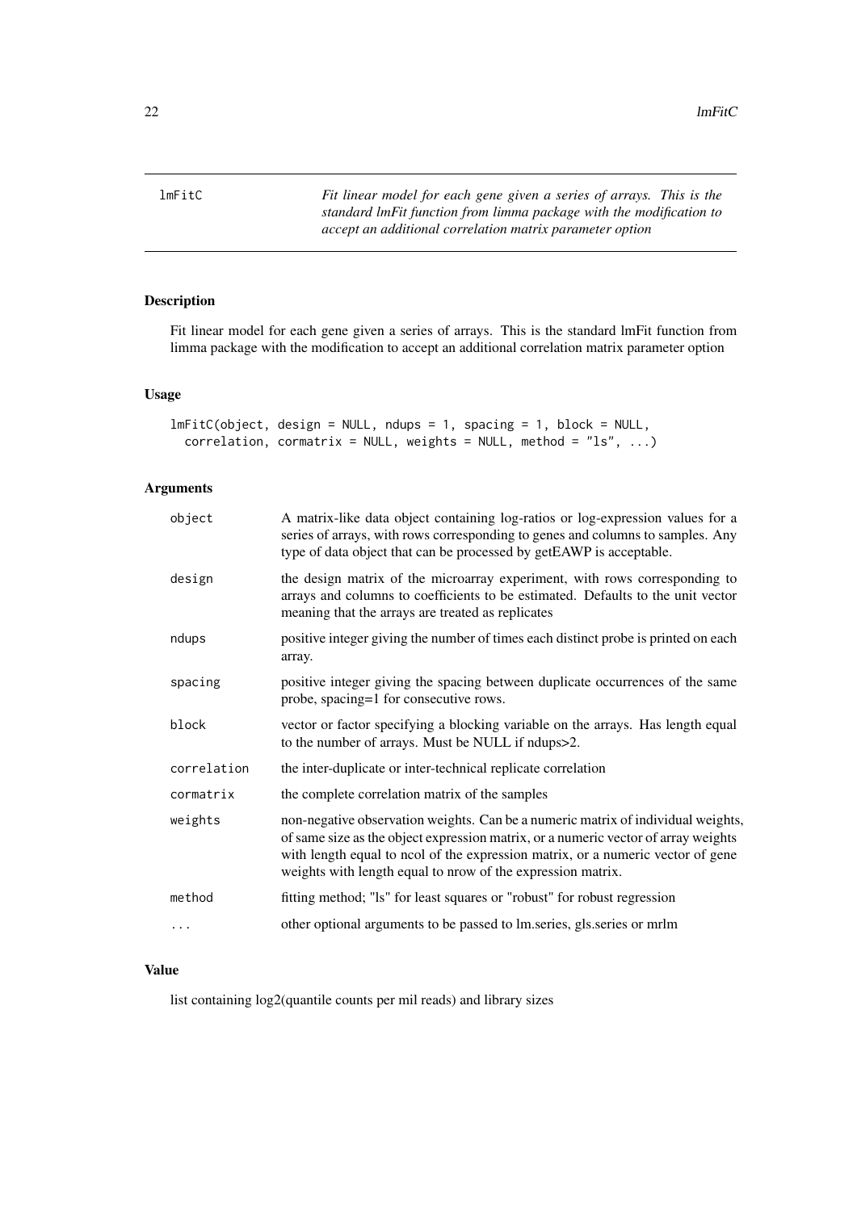## lmFitC

*Fit linear model for each gene given a series of arrays. This is the standard lmFit function from limma package with the modification to accept an additional correlation matrix parameter option*

### Description

Fit linear model for each gene given a series of arrays. This is the standard lmFit function from limma package with the modification to accept an additional correlation matrix parameter option

### Usage

```
lmFitC(object, design = NULL, ndups = 1, spacing = 1, block = NULL,
  correlation, cormatrix = NULL, weights = NULL, method = "ls", ...)
```

### Arguments

| | |
|---|---|
| object | A matrix-like data object containing log-ratios or log-expression values for a series of arrays, with rows corresponding to genes and columns to samples. Any type of data object that can be processed by getEAWP is acceptable. |
| design | the design matrix of the microarray experiment, with rows corresponding to arrays and columns to coefficients to be estimated. Defaults to the unit vector meaning that the arrays are treated as replicates |
| ndups | positive integer giving the number of times each distinct probe is printed on each array. |
| spacing | positive integer giving the spacing between duplicate occurrences of the same probe, spacing=1 for consecutive rows. |
| block | vector or factor specifying a blocking variable on the arrays. Has length equal to the number of arrays. Must be NULL if ndups>2. |
| correlation | the inter-duplicate or inter-technical replicate correlation |
| cormatrix | the complete correlation matrix of the samples |
| weights | non-negative observation weights. Can be a numeric matrix of individual weights, of same size as the object expression matrix, or a numeric vector of array weights with length equal to ncol of the expression matrix, or a numeric vector of gene weights with length equal to nrow of the expression matrix. |
| method | fitting method; "ls" for least squares or "robust" for robust regression |
| ... | other optional arguments to be passed to lm.series, gls.series or mrlm |

### Value

list containing log2(quantile counts per mil reads) and library sizes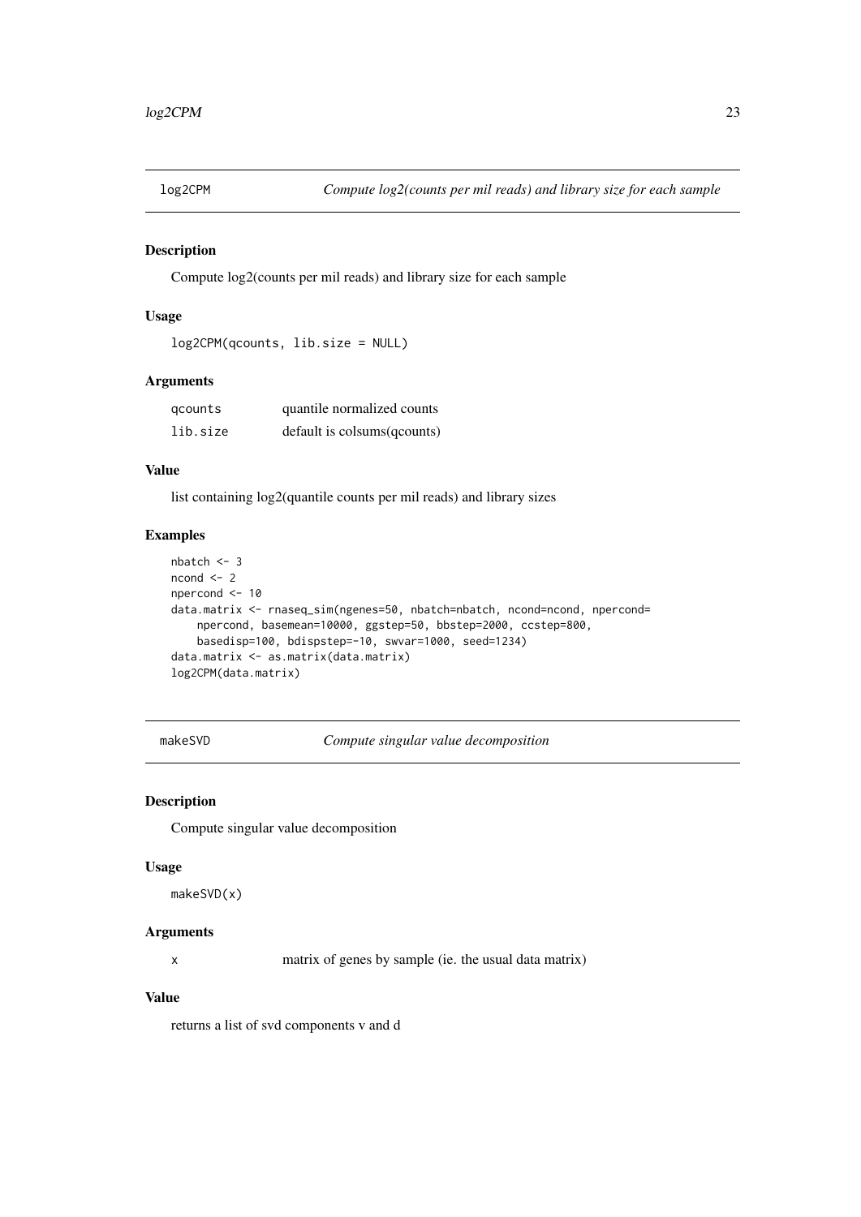## log2CPM — *Compute log2(counts per mil reads) and library size for each sample*

### Description

Compute log2(counts per mil reads) and library size for each sample

### Usage

```
log2CPM(qcounts, lib.size = NULL)
```

### Arguments

| | |
|---|---|
| qcounts | quantile normalized counts |
| lib.size | default is colsums(qcounts) |

### Value

list containing log2(quantile counts per mil reads) and library sizes

### Examples

```
nbatch <- 3
ncond <- 2
npercond <- 10
data.matrix <- rnaseq_sim(ngenes=50, nbatch=nbatch, ncond=ncond, npercond=
    npercond, basemean=10000, ggstep=50, bbstep=2000, ccstep=800,
    basedisp=100, bdispstep=-10, swvar=1000, seed=1234)
data.matrix <- as.matrix(data.matrix)
log2CPM(data.matrix)
```

## makeSVD — *Compute singular value decomposition*

### Description

Compute singular value decomposition

### Usage

```
makeSVD(x)
```

### Arguments

| | |
|---|---|
| x | matrix of genes by sample (ie. the usual data matrix) |

### Value

returns a list of svd components v and d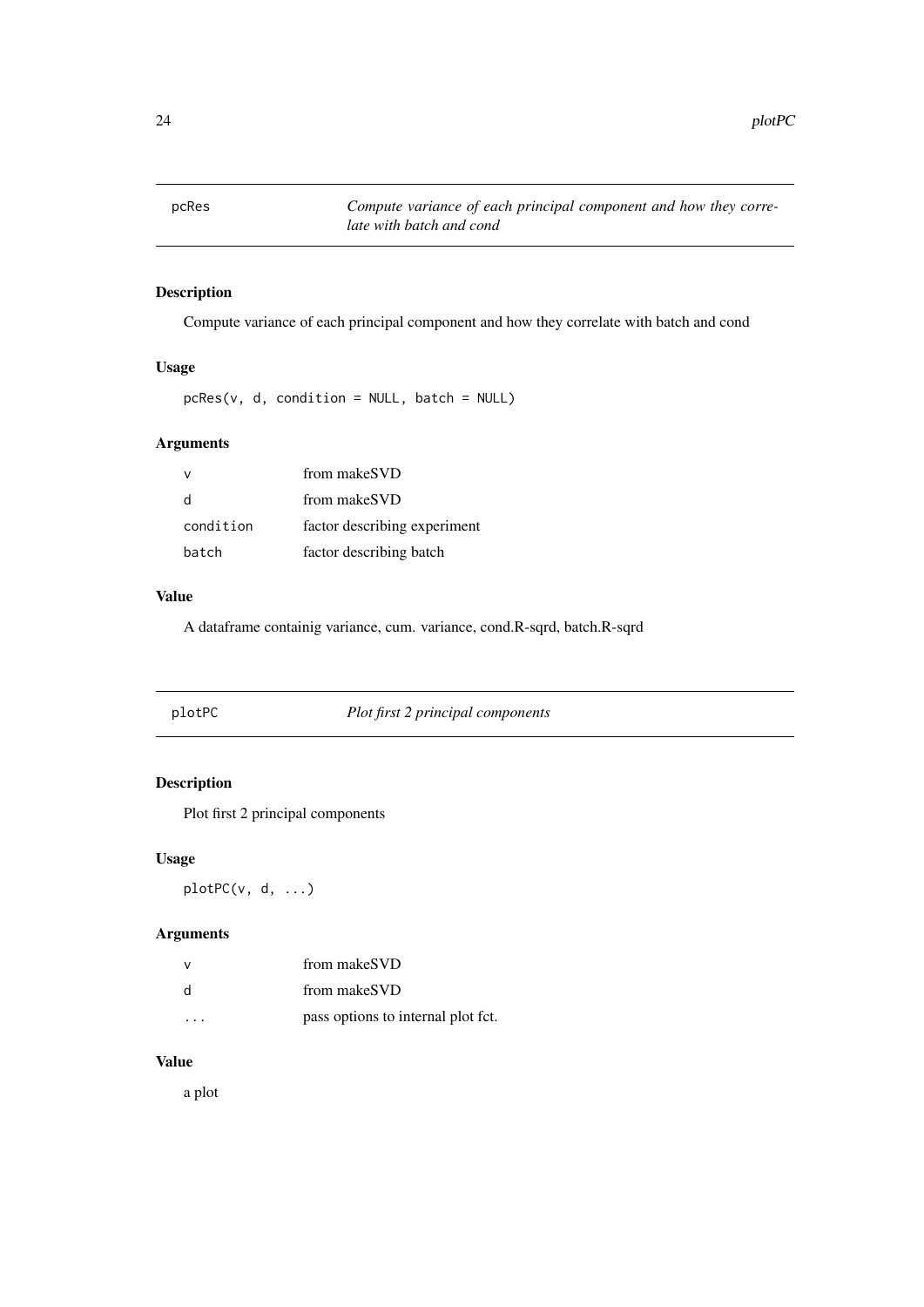## pcRes — *Compute variance of each principal component and how they correlate with batch and cond*

### Description

Compute variance of each principal component and how they correlate with batch and cond

### Usage

```
pcRes(v, d, condition = NULL, batch = NULL)
```

### Arguments

| | |
|---|---|
| `v` | from makeSVD |
| `d` | from makeSVD |
| `condition` | factor describing experiment |
| `batch` | factor describing batch |

### Value

A dataframe containig variance, cum. variance, cond.R-sqrd, batch.R-sqrd

## plotPC — *Plot first 2 principal components*

### Description

Plot first 2 principal components

### Usage

```
plotPC(v, d, ...)
```

### Arguments

| | |
|---|---|
| `v` | from makeSVD |
| `d` | from makeSVD |
| `...` | pass options to internal plot fct. |

### Value

a plot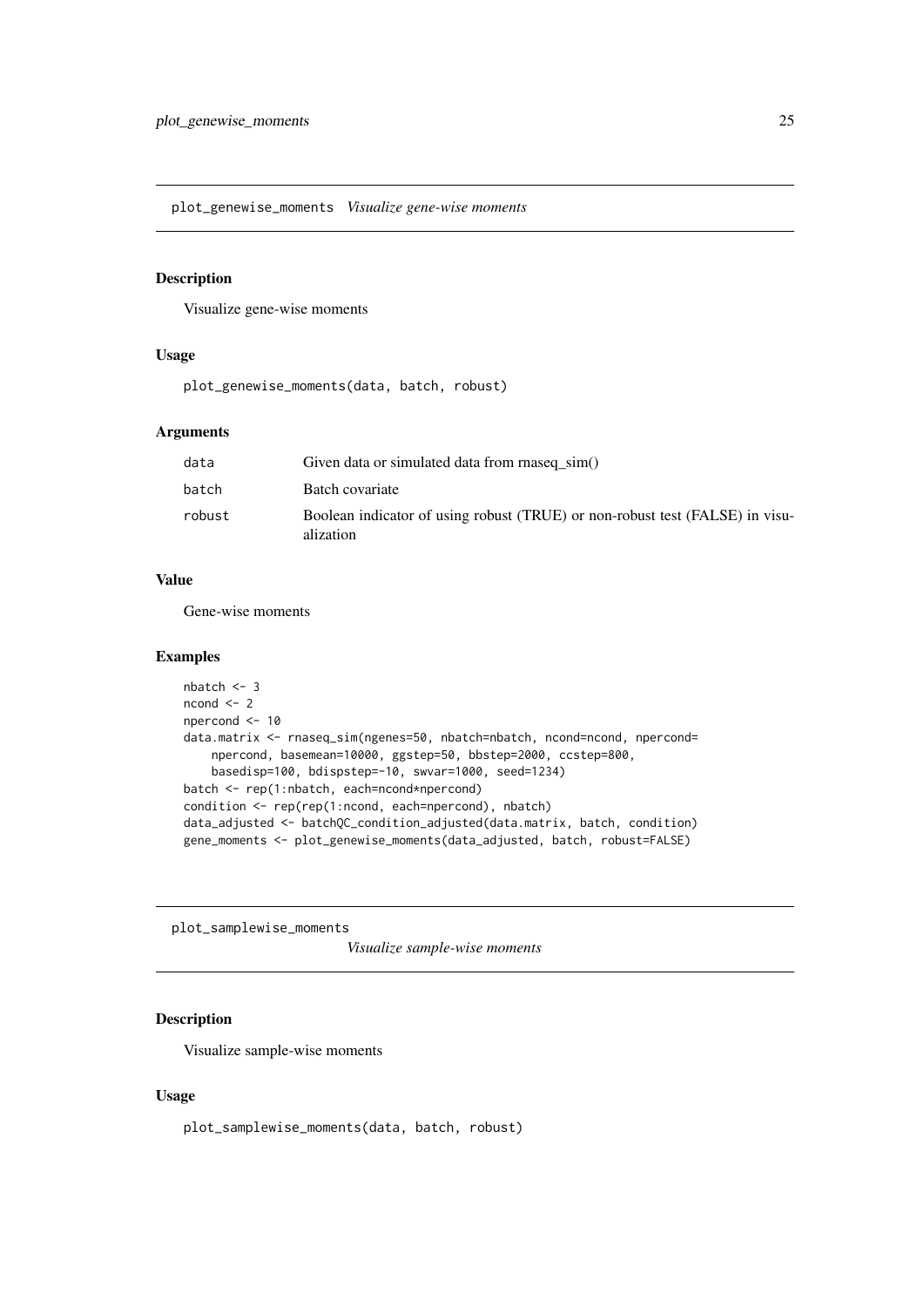## plot_genewise_moments *Visualize gene-wise moments*

### Description

Visualize gene-wise moments

### Usage

```
plot_genewise_moments(data, batch, robust)
```

### Arguments

| | |
|---|---|
| data | Given data or simulated data from rnaseq_sim() |
| batch | Batch covariate |
| robust | Boolean indicator of using robust (TRUE) or non-robust test (FALSE) in visualization |

### Value

Gene-wise moments

### Examples

```
nbatch <- 3
ncond <- 2
npercond <- 10
data.matrix <- rnaseq_sim(ngenes=50, nbatch=nbatch, ncond=ncond, npercond=
    npercond, basemean=10000, ggstep=50, bbstep=2000, ccstep=800,
    basedisp=100, bdispstep=-10, swvar=1000, seed=1234)
batch <- rep(1:nbatch, each=ncond*npercond)
condition <- rep(rep(1:ncond, each=npercond), nbatch)
data_adjusted <- batchQC_condition_adjusted(data.matrix, batch, condition)
gene_moments <- plot_genewise_moments(data_adjusted, batch, robust=FALSE)
```

## plot_samplewise_moments *Visualize sample-wise moments*

### Description

Visualize sample-wise moments

### Usage

```
plot_samplewise_moments(data, batch, robust)
```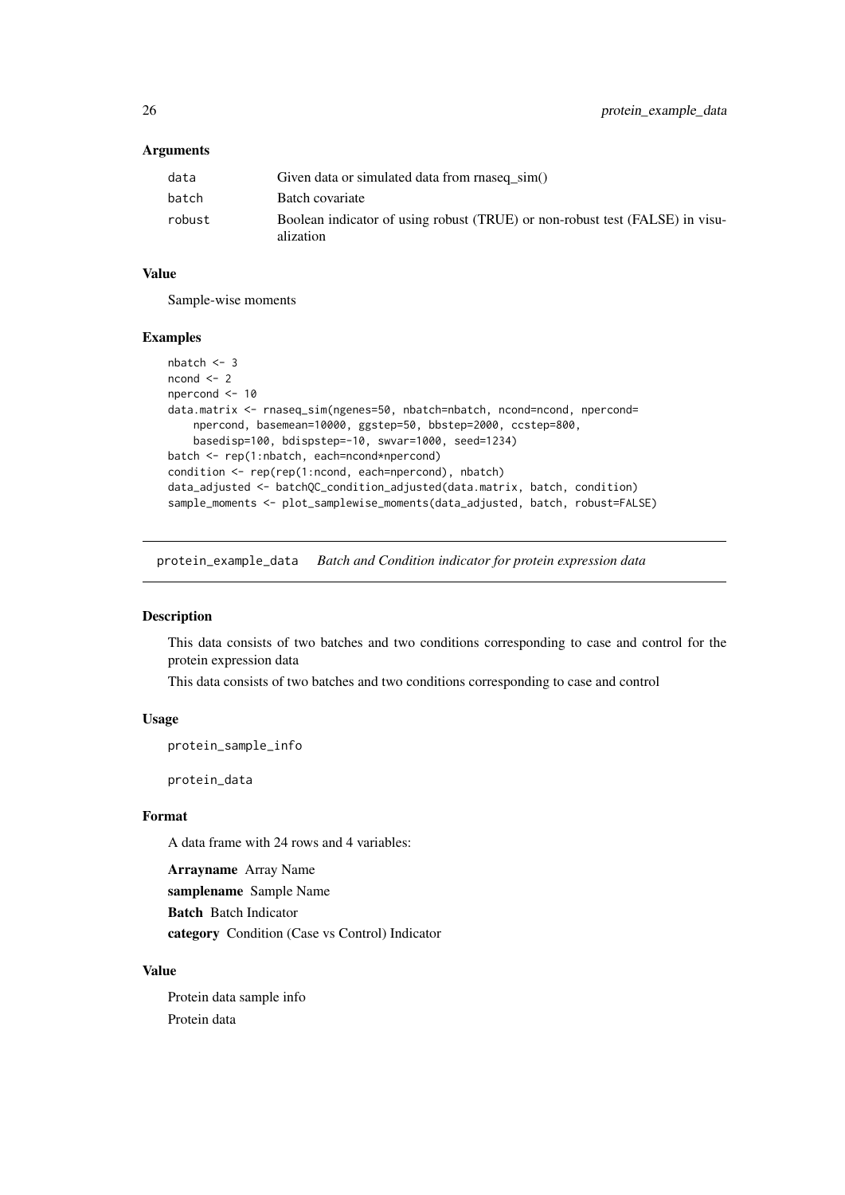### Arguments

| | |
|---|---|
| data | Given data or simulated data from rnaseq_sim() |
| batch | Batch covariate |
| robust | Boolean indicator of using robust (TRUE) or non-robust test (FALSE) in visualization |

### Value

Sample-wise moments

### Examples

```
nbatch <- 3
ncond <- 2
npercond <- 10
data.matrix <- rnaseq_sim(ngenes=50, nbatch=nbatch, ncond=ncond, npercond=
    npercond, basemean=10000, ggstep=50, bbstep=2000, ccstep=800,
    basedisp=100, bdispstep=-10, swvar=1000, seed=1234)
batch <- rep(1:nbatch, each=ncond*npercond)
condition <- rep(rep(1:ncond, each=npercond), nbatch)
data_adjusted <- batchQC_condition_adjusted(data.matrix, batch, condition)
sample_moments <- plot_samplewise_moments(data_adjusted, batch, robust=FALSE)
```

## protein_example_data *Batch and Condition indicator for protein expression data*

### Description

This data consists of two batches and two conditions corresponding to case and control for the protein expression data

This data consists of two batches and two conditions corresponding to case and control

### Usage

```
protein_sample_info

protein_data
```

### Format

A data frame with 24 rows and 4 variables:

**Arrayname** Array Name

**samplename** Sample Name

**Batch** Batch Indicator

**category** Condition (Case vs Control) Indicator

### Value

Protein data sample info

Protein data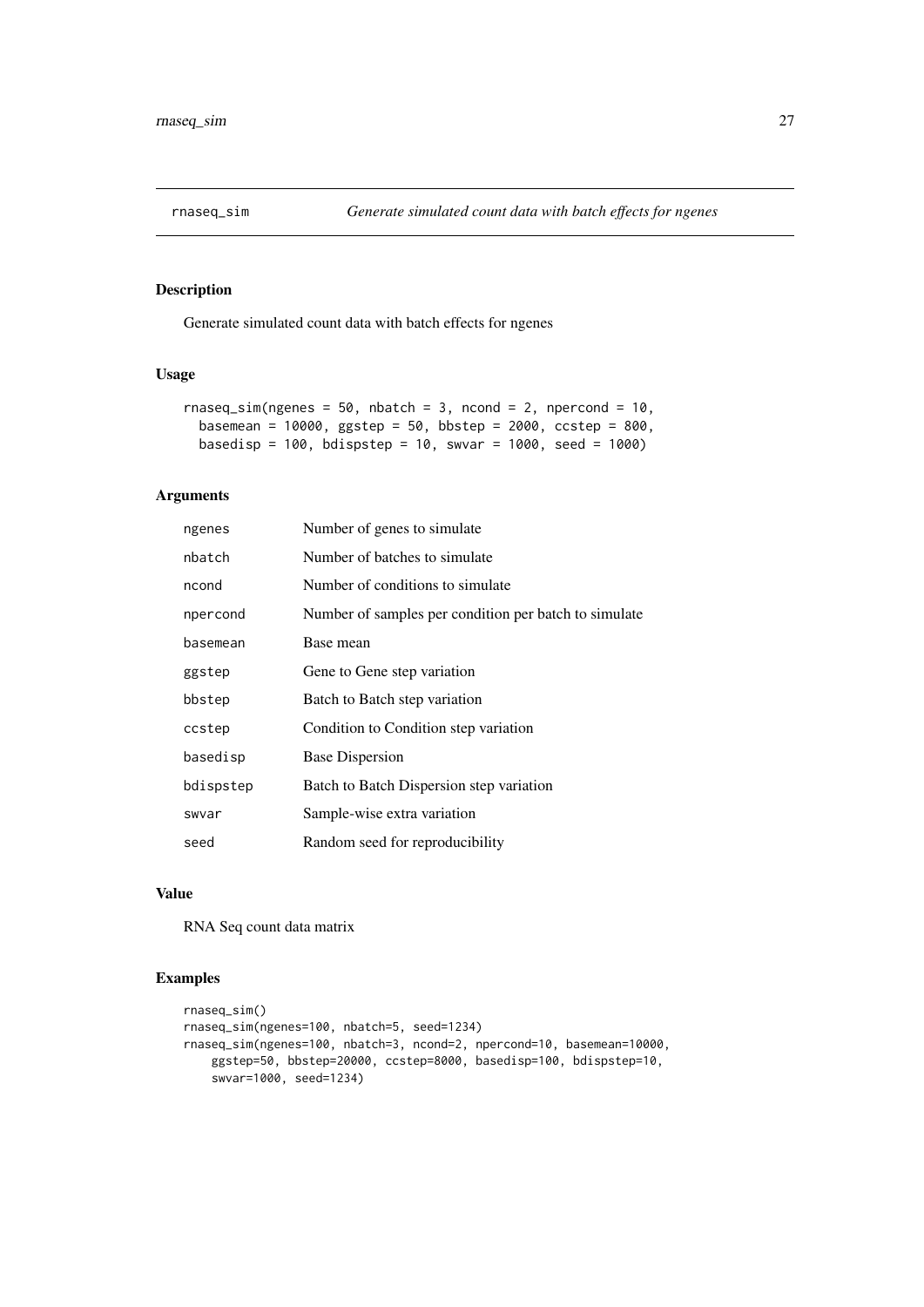`rnaseq_sim` *Generate simulated count data with batch effects for ngenes*

## Description

Generate simulated count data with batch effects for ngenes

## Usage

```
rnaseq_sim(ngenes = 50, nbatch = 3, ncond = 2, npercond = 10,
  basemean = 10000, ggstep = 50, bbstep = 2000, ccstep = 800,
  basedisp = 100, bdispstep = 10, swvar = 1000, seed = 1000)
```

## Arguments

| | |
|---|---|
| ngenes | Number of genes to simulate |
| nbatch | Number of batches to simulate |
| ncond | Number of conditions to simulate |
| npercond | Number of samples per condition per batch to simulate |
| basemean | Base mean |
| ggstep | Gene to Gene step variation |
| bbstep | Batch to Batch step variation |
| ccstep | Condition to Condition step variation |
| basedisp | Base Dispersion |
| bdispstep | Batch to Batch Dispersion step variation |
| swvar | Sample-wise extra variation |
| seed | Random seed for reproducibility |

## Value

RNA Seq count data matrix

## Examples

```
rnaseq_sim()
rnaseq_sim(ngenes=100, nbatch=5, seed=1234)
rnaseq_sim(ngenes=100, nbatch=3, ncond=2, npercond=10, basemean=10000,
    ggstep=50, bbstep=20000, ccstep=8000, basedisp=100, bdispstep=10,
    swvar=1000, seed=1234)
```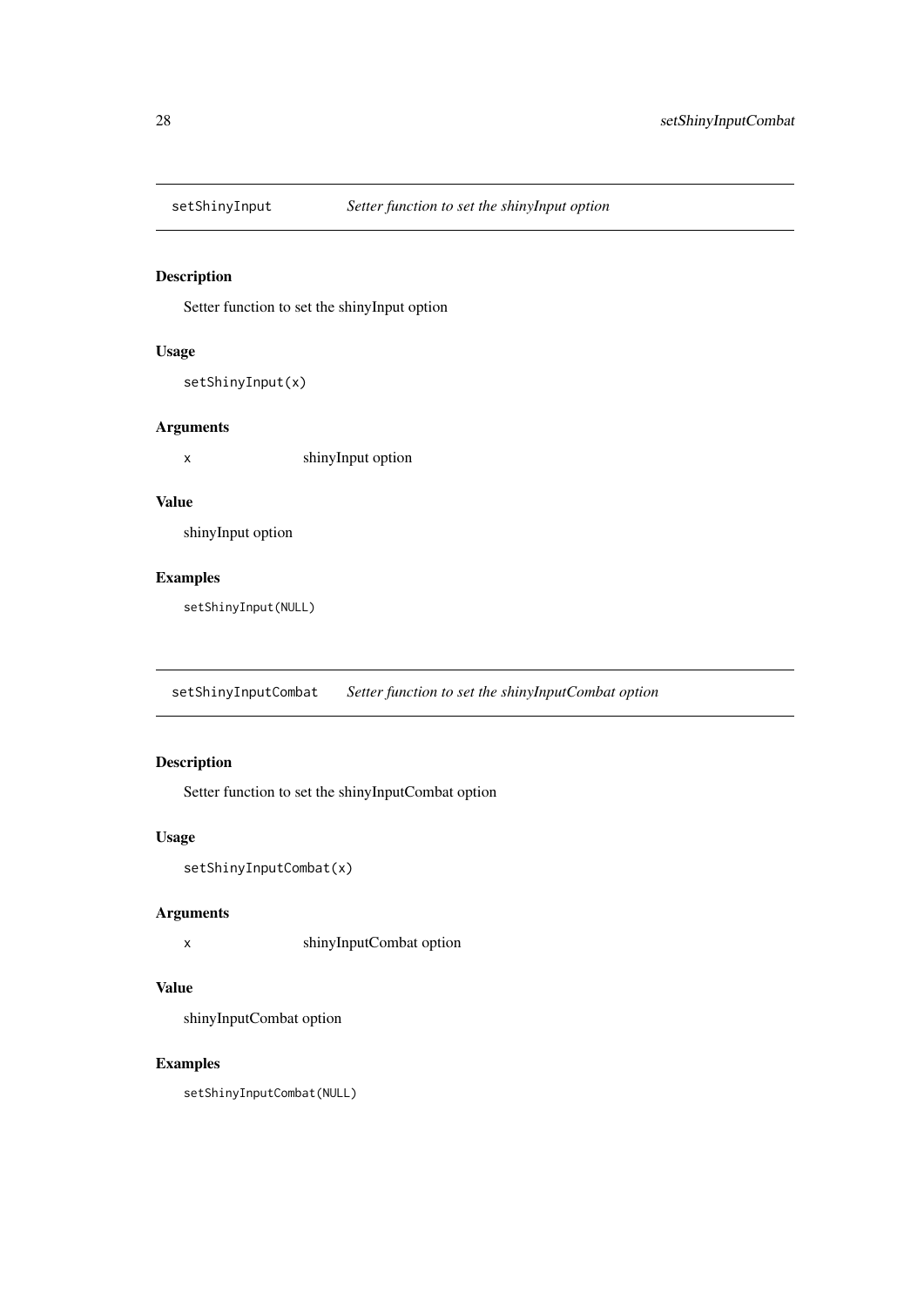## setShinyInput — *Setter function to set the shinyInput option*

### Description

Setter function to set the shinyInput option

### Usage

```
setShinyInput(x)
```

### Arguments

| | |
|---|---|
| x | shinyInput option |

### Value

shinyInput option

### Examples

```
setShinyInput(NULL)
```

## setShinyInputCombat — *Setter function to set the shinyInputCombat option*

### Description

Setter function to set the shinyInputCombat option

### Usage

```
setShinyInputCombat(x)
```

### Arguments

| | |
|---|---|
| x | shinyInputCombat option |

### Value

shinyInputCombat option

### Examples

```
setShinyInputCombat(NULL)
```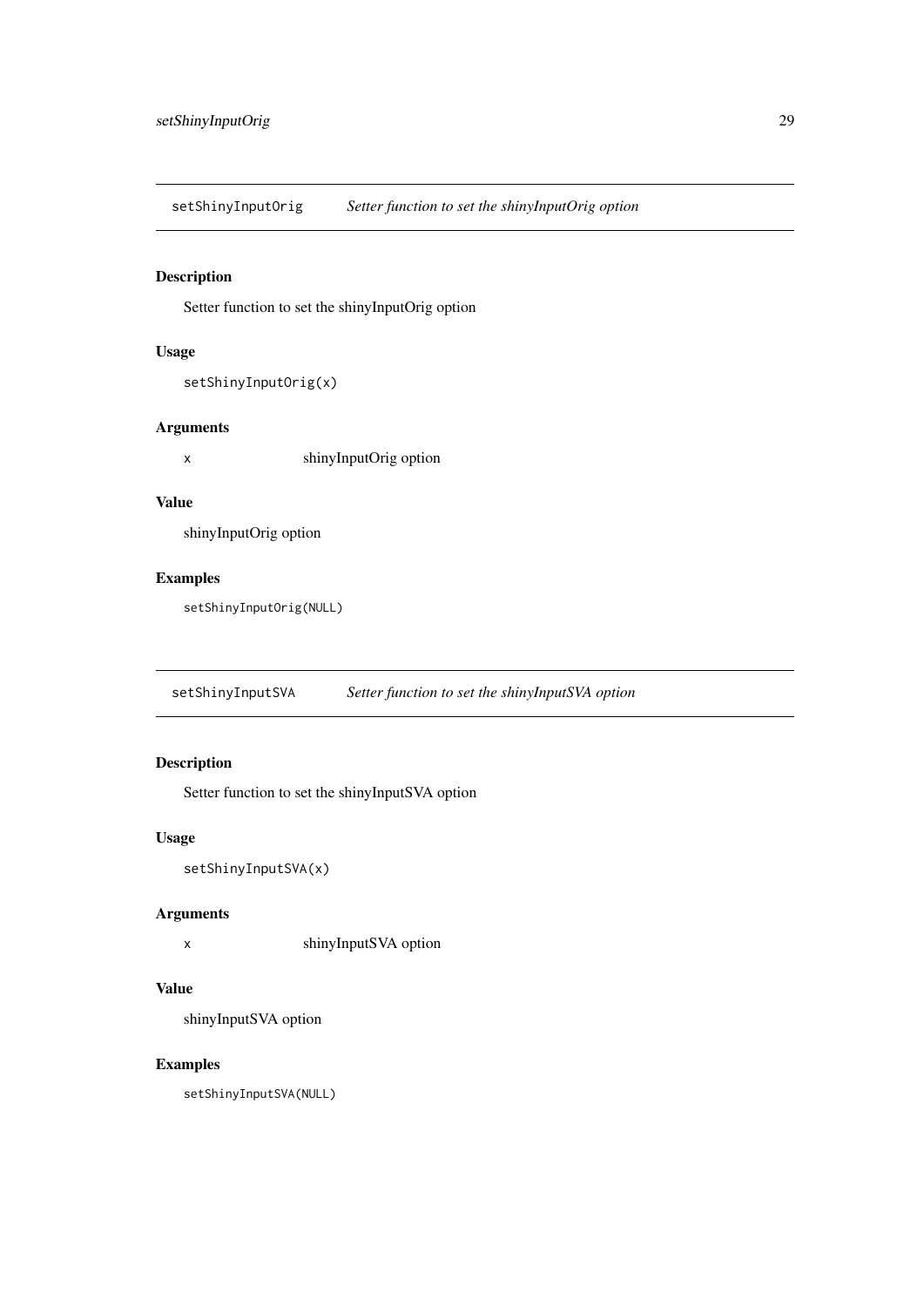## setShinyInputOrig — *Setter function to set the shinyInputOrig option*

### Description

Setter function to set the shinyInputOrig option

### Usage

```
setShinyInputOrig(x)
```

### Arguments

| | |
|---|---|
| `x` | shinyInputOrig option |

### Value

shinyInputOrig option

### Examples

```
setShinyInputOrig(NULL)
```

## setShinyInputSVA — *Setter function to set the shinyInputSVA option*

### Description

Setter function to set the shinyInputSVA option

### Usage

```
setShinyInputSVA(x)
```

### Arguments

| | |
|---|---|
| `x` | shinyInputSVA option |

### Value

shinyInputSVA option

### Examples

```
setShinyInputSVA(NULL)
```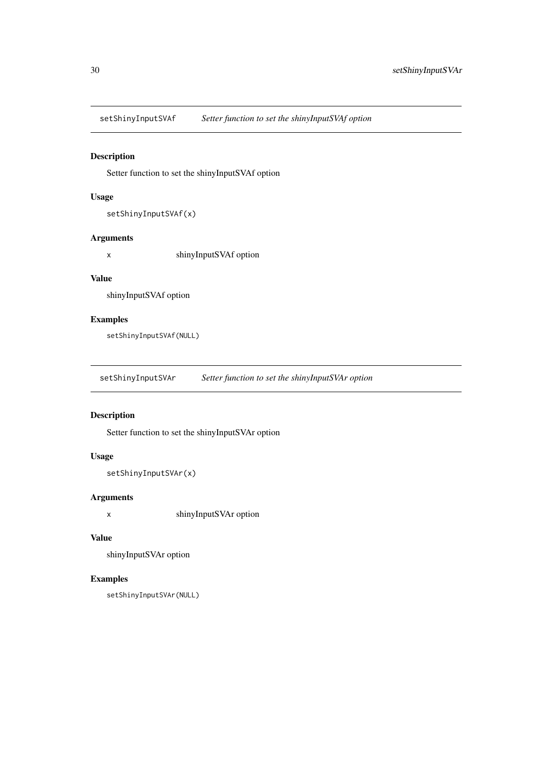## setShinyInputSVAf — *Setter function to set the shinyInputSVAf option*

### Description

Setter function to set the shinyInputSVAf option

### Usage

```
setShinyInputSVAf(x)
```

### Arguments

| | |
|---|---|
| x | shinyInputSVAf option |

### Value

shinyInputSVAf option

### Examples

```
setShinyInputSVAf(NULL)
```

## setShinyInputSVAr — *Setter function to set the shinyInputSVAr option*

### Description

Setter function to set the shinyInputSVAr option

### Usage

```
setShinyInputSVAr(x)
```

### Arguments

| | |
|---|---|
| x | shinyInputSVAr option |

### Value

shinyInputSVAr option

### Examples

```
setShinyInputSVAr(NULL)
```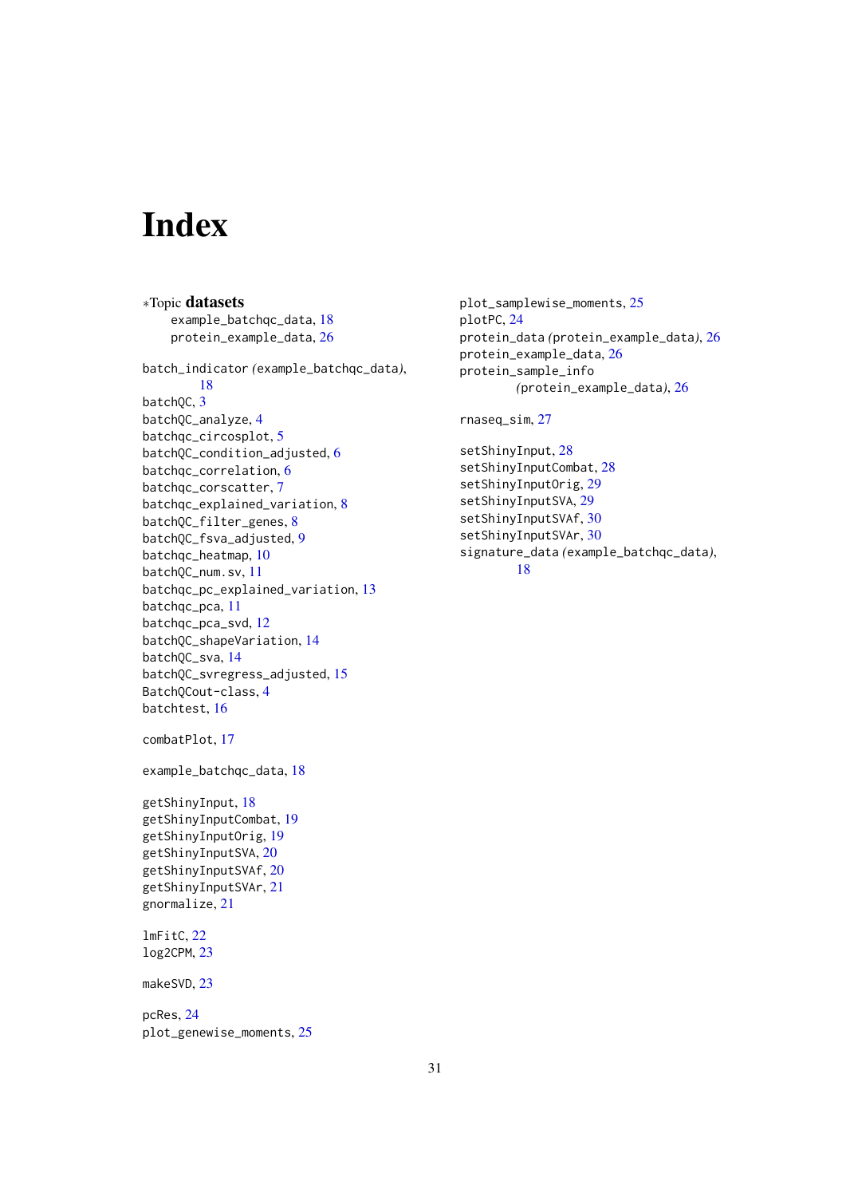# Index

∗Topic **datasets**
example_batchqc_data, 18
protein_example_data, 26

batch_indicator (example_batchqc_data), 18
batchQC, 3
batchQC_analyze, 4
batchqc_circosplot, 5
batchQC_condition_adjusted, 6
batchqc_correlation, 6
batchqc_corscatter, 7
batchqc_explained_variation, 8
batchQC_filter_genes, 8
batchQC_fsva_adjusted, 9
batchqc_heatmap, 10
batchQC_num.sv, 11
batchqc_pc_explained_variation, 13
batchqc_pca, 11
batchqc_pca_svd, 12
batchQC_shapeVariation, 14
batchQC_sva, 14
batchQC_svregress_adjusted, 15
BatchQCout-class, 4
batchtest, 16

combatPlot, 17

example_batchqc_data, 18

getShinyInput, 18
getShinyInputCombat, 19
getShinyInputOrig, 19
getShinyInputSVA, 20
getShinyInputSVAf, 20
getShinyInputSVAr, 21
gnormalize, 21

lmFitC, 22
log2CPM, 23

makeSVD, 23

pcRes, 24
plot_genewise_moments, 25
plot_samplewise_moments, 25
plotPC, 24
protein_data (protein_example_data), 26
protein_example_data, 26
protein_sample_info (protein_example_data), 26

rnaseq_sim, 27

setShinyInput, 28
setShinyInputCombat, 28
setShinyInputOrig, 29
setShinyInputSVA, 29
setShinyInputSVAf, 30
setShinyInputSVAr, 30
signature_data (example_batchqc_data), 18